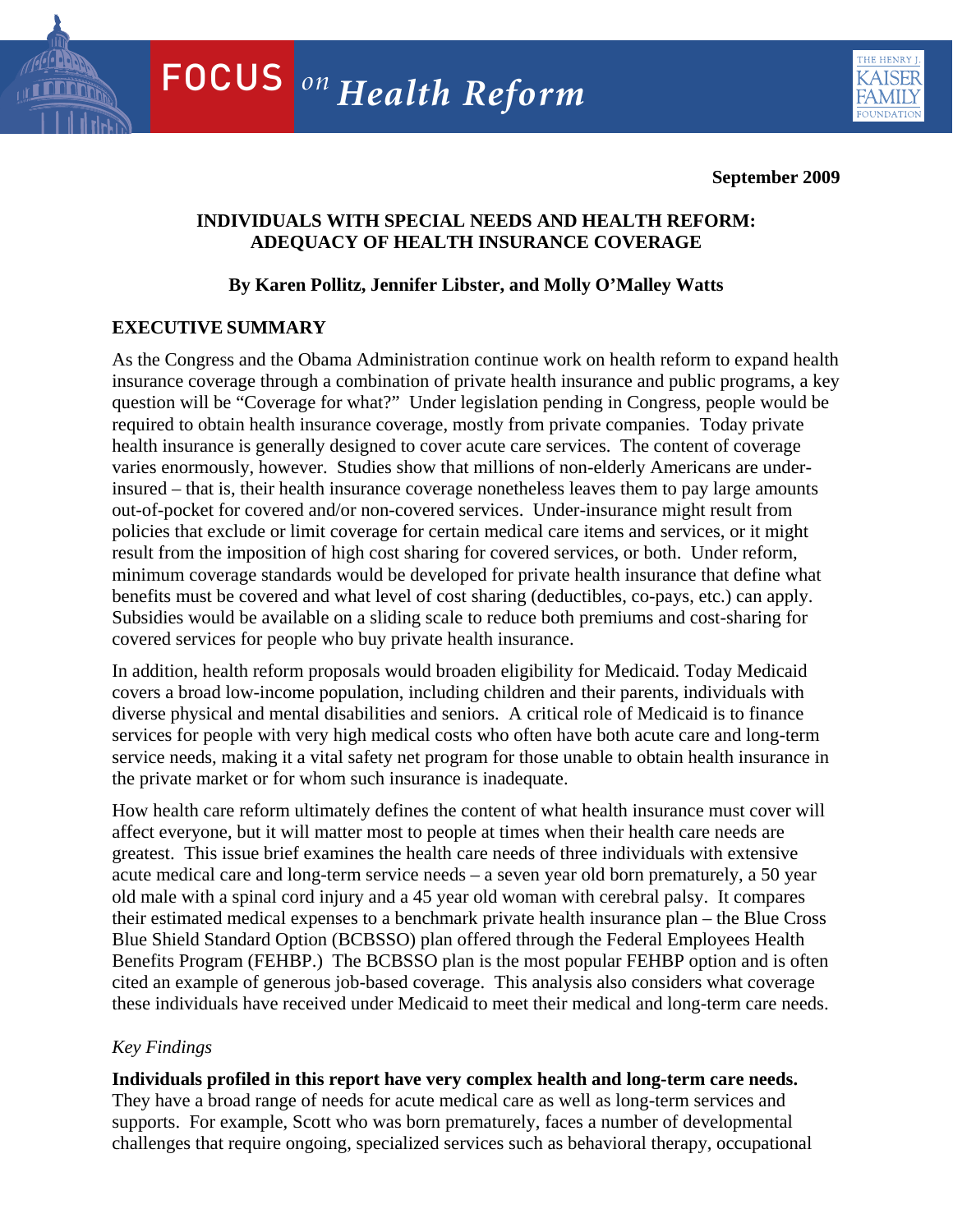FOCUS *on Health Reform*

THE HENRY J. KAISER FAMILY FOUNDATION

**September 2009**

# INDIVIDUALS WITH SPECIAL NEEDS AND HEALTH REFORM: ADEQUACY OF HEALTH INSURANCE COVERAGE

**By Karen Pollitz, Jennifer Libster, and Molly O'Malley Watts**

## EXECUTIVE SUMMARY

As the Congress and the Obama Administration continue work on health reform to expand health insurance coverage through a combination of private health insurance and public programs, a key question will be "Coverage for what?" Under legislation pending in Congress, people would be required to obtain health insurance coverage, mostly from private companies. Today private health insurance is generally designed to cover acute care services. The content of coverage varies enormously, however. Studies show that millions of non-elderly Americans are under-insured – that is, their health insurance coverage nonetheless leaves them to pay large amounts out-of-pocket for covered and/or non-covered services. Under-insurance might result from policies that exclude or limit coverage for certain medical care items and services, or it might result from the imposition of high cost sharing for covered services, or both. Under reform, minimum coverage standards would be developed for private health insurance that define what benefits must be covered and what level of cost sharing (deductibles, co-pays, etc.) can apply. Subsidies would be available on a sliding scale to reduce both premiums and cost-sharing for covered services for people who buy private health insurance.

In addition, health reform proposals would broaden eligibility for Medicaid. Today Medicaid covers a broad low-income population, including children and their parents, individuals with diverse physical and mental disabilities and seniors. A critical role of Medicaid is to finance services for people with very high medical costs who often have both acute care and long-term service needs, making it a vital safety net program for those unable to obtain health insurance in the private market or for whom such insurance is inadequate.

How health care reform ultimately defines the content of what health insurance must cover will affect everyone, but it will matter most to people at times when their health care needs are greatest. This issue brief examines the health care needs of three individuals with extensive acute medical care and long-term service needs – a seven year old born prematurely, a 50 year old male with a spinal cord injury and a 45 year old woman with cerebral palsy. It compares their estimated medical expenses to a benchmark private health insurance plan – the Blue Cross Blue Shield Standard Option (BCBSSO) plan offered through the Federal Employees Health Benefits Program (FEHBP.) The BCBSSO plan is the most popular FEHBP option and is often cited an example of generous job-based coverage. This analysis also considers what coverage these individuals have received under Medicaid to meet their medical and long-term care needs.

### *Key Findings*

**Individuals profiled in this report have very complex health and long-term care needs.** They have a broad range of needs for acute medical care as well as long-term services and supports. For example, Scott who was born prematurely, faces a number of developmental challenges that require ongoing, specialized services such as behavioral therapy, occupational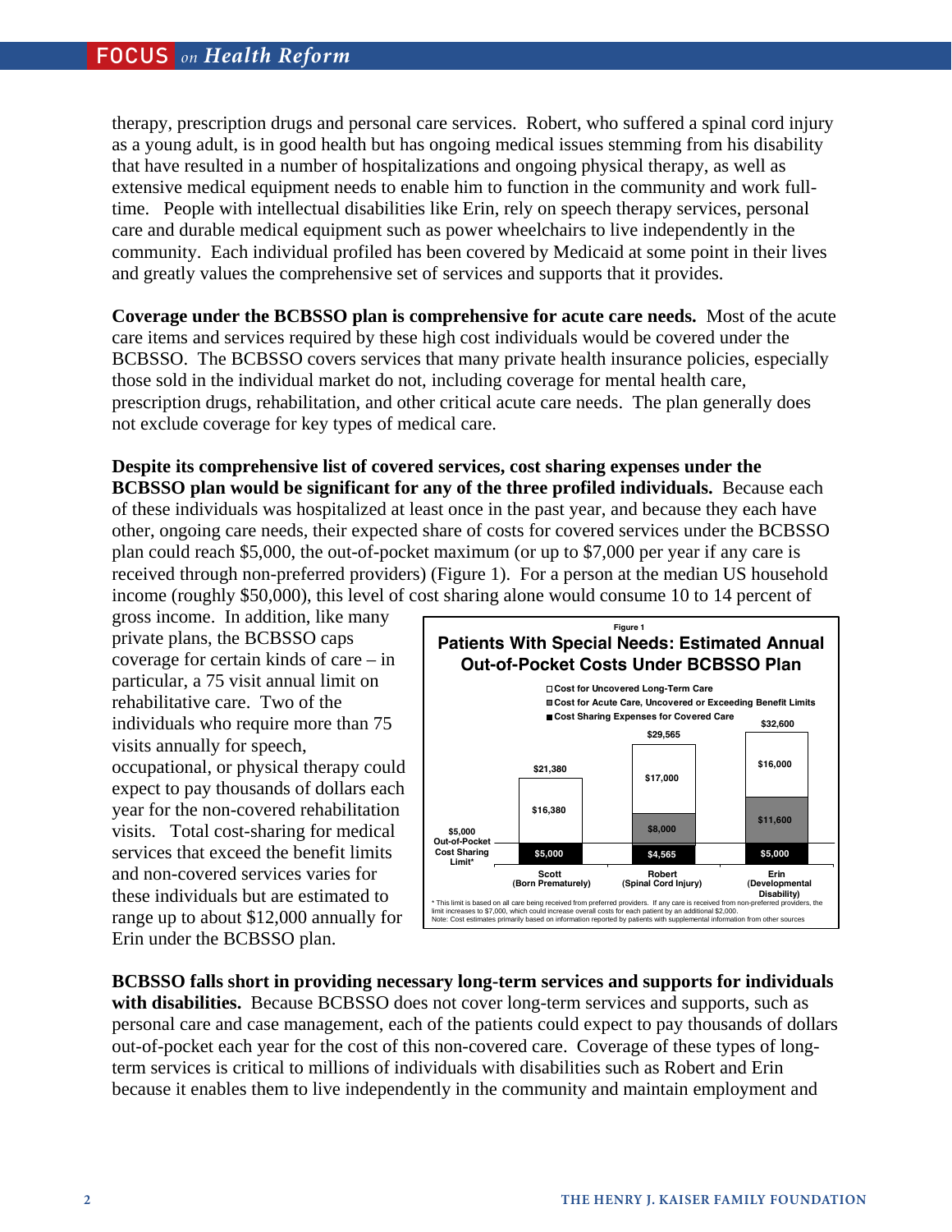therapy, prescription drugs and personal care services. Robert, who suffered a spinal cord injury as a young adult, is in good health but has ongoing medical issues stemming from his disability that have resulted in a number of hospitalizations and ongoing physical therapy, as well as extensive medical equipment needs to enable him to function in the community and work full-time. People with intellectual disabilities like Erin, rely on speech therapy services, personal care and durable medical equipment such as power wheelchairs to live independently in the community. Each individual profiled has been covered by Medicaid at some point in their lives and greatly values the comprehensive set of services and supports that it provides.

**Coverage under the BCBSSO plan is comprehensive for acute care needs.** Most of the acute care items and services required by these high cost individuals would be covered under the BCBSSO. The BCBSSO covers services that many private health insurance policies, especially those sold in the individual market do not, including coverage for mental health care, prescription drugs, rehabilitation, and other critical acute care needs. The plan generally does not exclude coverage for key types of medical care.

**Despite its comprehensive list of covered services, cost sharing expenses under the BCBSSO plan would be significant for any of the three profiled individuals.** Because each of these individuals was hospitalized at least once in the past year, and because they each have other, ongoing care needs, their expected share of costs for covered services under the BCBSSO plan could reach $5,000, the out-of-pocket maximum (or up to $7,000 per year if any care is received through non-preferred providers) (Figure 1). For a person at the median US household income (roughly $50,000), this level of cost sharing alone would consume 10 to 14 percent of gross income. In addition, like many private plans, the BCBSSO caps coverage for certain kinds of care – in particular, a 75 visit annual limit on rehabilitative care. Two of the individuals who require more than 75 visits annually for speech, occupational, or physical therapy could expect to pay thousands of dollars each year for the non-covered rehabilitation visits. Total cost-sharing for medical services that exceed the benefit limits and non-covered services varies for these individuals but are estimated to range up to about $12,000 annually for Erin under the BCBSSO plan.

Figure 1

**Patients With Special Needs: Estimated Annual Out-of-Pocket Costs Under BCBSSO Plan**

| | Scott (Born Prematurely) | Robert (Spinal Cord Injury) | Erin (Developmental Disability) |
|---|---|---|---|
| Cost Sharing Expenses for Covered Care | $5,000 | $4,565 | $5,000 |
| Cost for Acute Care, Uncovered or Exceeding Benefit Limits | | $8,000 | $11,600 |
| Cost for Uncovered Long-Term Care | $16,380 | $17,000 | $16,000 |
| Total | $21,380 | $29,565 | $32,600 |

$5,000 Out-of-Pocket Cost Sharing Limit*

\* This limit is based on all care being received from preferred providers. If any care is received from non-preferred providers, the limit increases to $7,000, which could increase overall costs for each patient by an additional $2,000.
Note: Cost estimates primarily based on information reported by patients with supplemental information from other sources

**BCBSSO falls short in providing necessary long-term services and supports for individuals with disabilities.** Because BCBSSO does not cover long-term services and supports, such as personal care and case management, each of the patients could expect to pay thousands of dollars out-of-pocket each year for the cost of this non-covered care. Coverage of these types of long-term services is critical to millions of individuals with disabilities such as Robert and Erin because it enables them to live independently in the community and maintain employment and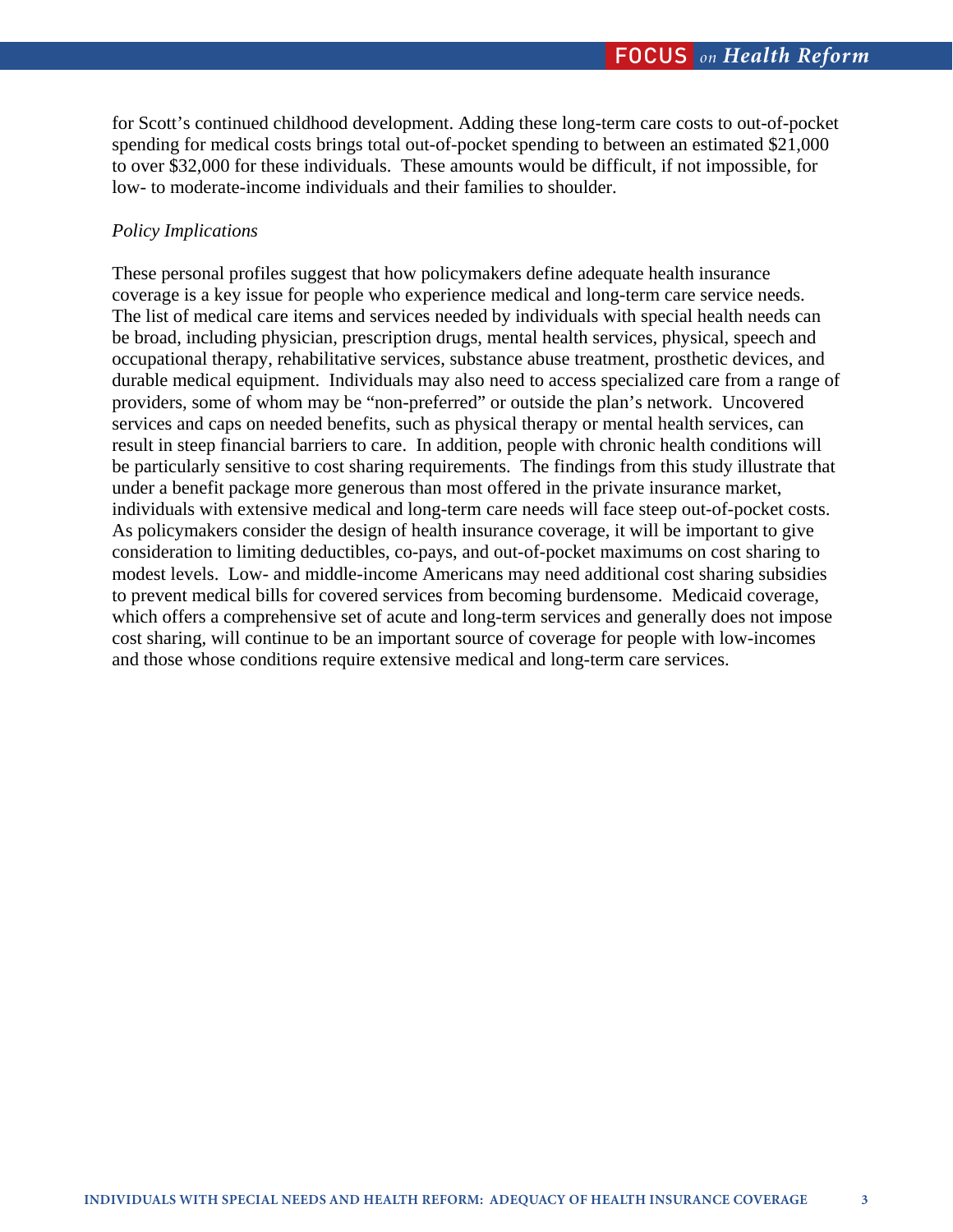for Scott's continued childhood development. Adding these long-term care costs to out-of-pocket spending for medical costs brings total out-of-pocket spending to between an estimated $21,000 to over $32,000 for these individuals. These amounts would be difficult, if not impossible, for low- to moderate-income individuals and their families to shoulder.

*Policy Implications*

These personal profiles suggest that how policymakers define adequate health insurance coverage is a key issue for people who experience medical and long-term care service needs. The list of medical care items and services needed by individuals with special health needs can be broad, including physician, prescription drugs, mental health services, physical, speech and occupational therapy, rehabilitative services, substance abuse treatment, prosthetic devices, and durable medical equipment. Individuals may also need to access specialized care from a range of providers, some of whom may be "non-preferred" or outside the plan's network. Uncovered services and caps on needed benefits, such as physical therapy or mental health services, can result in steep financial barriers to care. In addition, people with chronic health conditions will be particularly sensitive to cost sharing requirements. The findings from this study illustrate that under a benefit package more generous than most offered in the private insurance market, individuals with extensive medical and long-term care needs will face steep out-of-pocket costs. As policymakers consider the design of health insurance coverage, it will be important to give consideration to limiting deductibles, co-pays, and out-of-pocket maximums on cost sharing to modest levels. Low- and middle-income Americans may need additional cost sharing subsidies to prevent medical bills for covered services from becoming burdensome. Medicaid coverage, which offers a comprehensive set of acute and long-term services and generally does not impose cost sharing, will continue to be an important source of coverage for people with low-incomes and those whose conditions require extensive medical and long-term care services.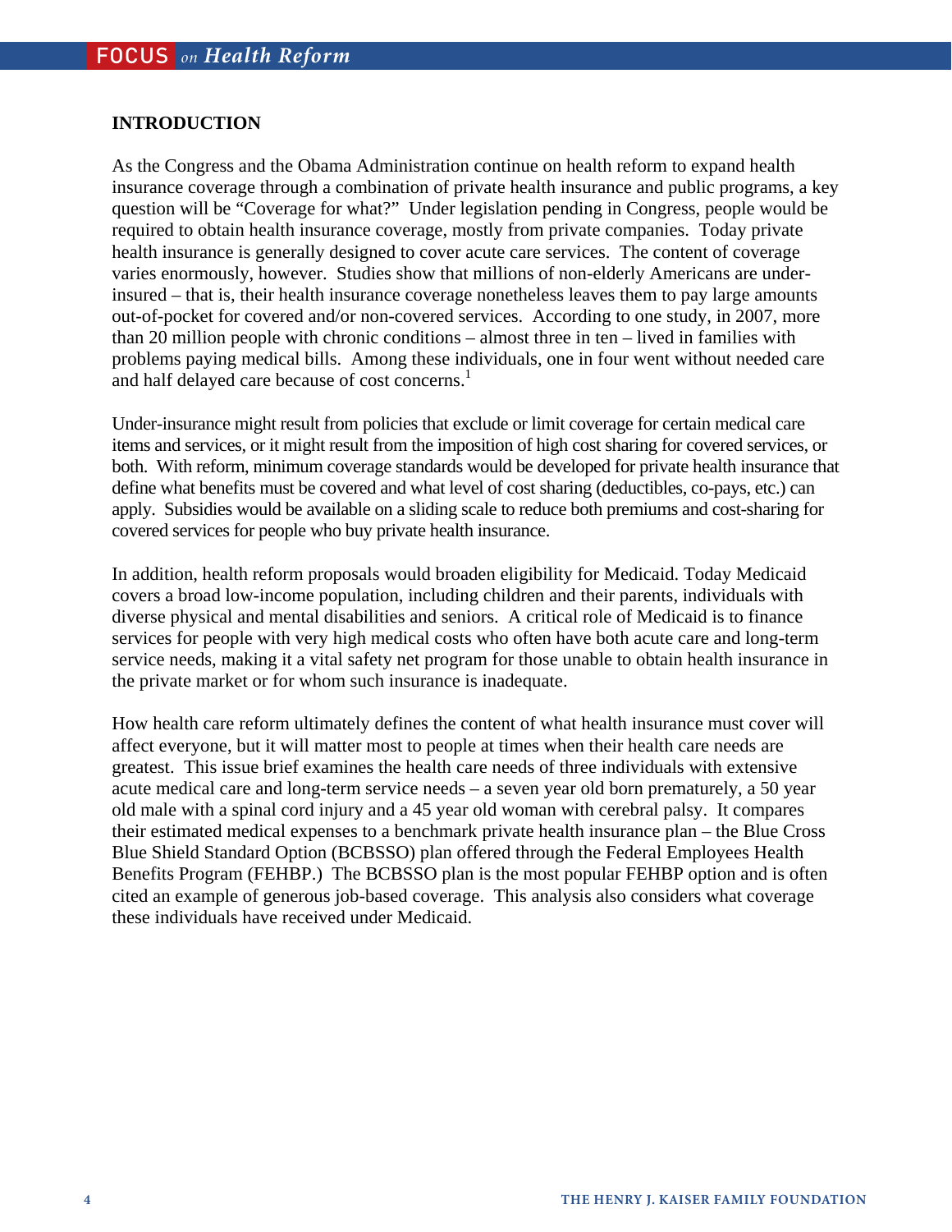## INTRODUCTION

As the Congress and the Obama Administration continue on health reform to expand health insurance coverage through a combination of private health insurance and public programs, a key question will be "Coverage for what?" Under legislation pending in Congress, people would be required to obtain health insurance coverage, mostly from private companies. Today private health insurance is generally designed to cover acute care services. The content of coverage varies enormously, however. Studies show that millions of non-elderly Americans are under-insured – that is, their health insurance coverage nonetheless leaves them to pay large amounts out-of-pocket for covered and/or non-covered services. According to one study, in 2007, more than 20 million people with chronic conditions – almost three in ten – lived in families with problems paying medical bills. Among these individuals, one in four went without needed care and half delayed care because of cost concerns.[1]

Under-insurance might result from policies that exclude or limit coverage for certain medical care items and services, or it might result from the imposition of high cost sharing for covered services, or both. With reform, minimum coverage standards would be developed for private health insurance that define what benefits must be covered and what level of cost sharing (deductibles, co-pays, etc.) can apply. Subsidies would be available on a sliding scale to reduce both premiums and cost-sharing for covered services for people who buy private health insurance.

In addition, health reform proposals would broaden eligibility for Medicaid. Today Medicaid covers a broad low-income population, including children and their parents, individuals with diverse physical and mental disabilities and seniors. A critical role of Medicaid is to finance services for people with very high medical costs who often have both acute care and long-term service needs, making it a vital safety net program for those unable to obtain health insurance in the private market or for whom such insurance is inadequate.

How health care reform ultimately defines the content of what health insurance must cover will affect everyone, but it will matter most to people at times when their health care needs are greatest. This issue brief examines the health care needs of three individuals with extensive acute medical care and long-term service needs – a seven year old born prematurely, a 50 year old male with a spinal cord injury and a 45 year old woman with cerebral palsy. It compares their estimated medical expenses to a benchmark private health insurance plan – the Blue Cross Blue Shield Standard Option (BCBSSO) plan offered through the Federal Employees Health Benefits Program (FEHBP.) The BCBSSO plan is the most popular FEHBP option and is often cited an example of generous job-based coverage. This analysis also considers what coverage these individuals have received under Medicaid.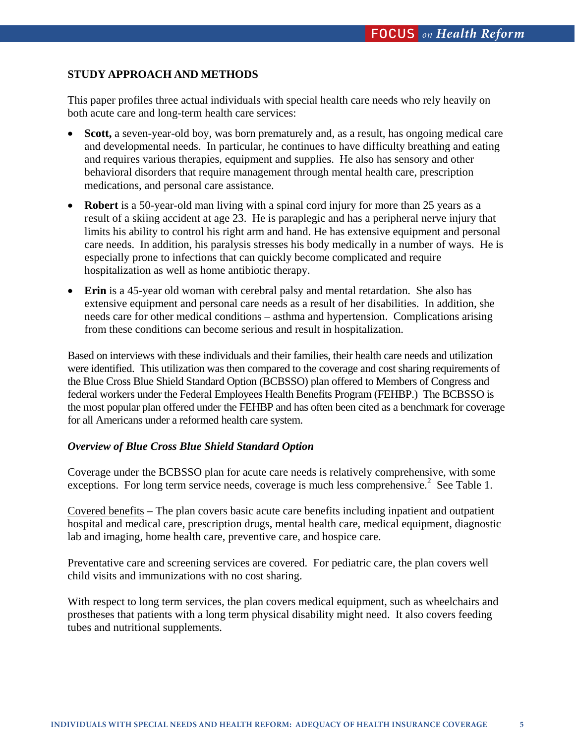## STUDY APPROACH AND METHODS

This paper profiles three actual individuals with special health care needs who rely heavily on both acute care and long-term health care services:

- **Scott,** a seven-year-old boy, was born prematurely and, as a result, has ongoing medical care and developmental needs. In particular, he continues to have difficulty breathing and eating and requires various therapies, equipment and supplies. He also has sensory and other behavioral disorders that require management through mental health care, prescription medications, and personal care assistance.
- **Robert** is a 50-year-old man living with a spinal cord injury for more than 25 years as a result of a skiing accident at age 23. He is paraplegic and has a peripheral nerve injury that limits his ability to control his right arm and hand. He has extensive equipment and personal care needs. In addition, his paralysis stresses his body medically in a number of ways. He is especially prone to infections that can quickly become complicated and require hospitalization as well as home antibiotic therapy.
- **Erin** is a 45-year old woman with cerebral palsy and mental retardation. She also has extensive equipment and personal care needs as a result of her disabilities. In addition, she needs care for other medical conditions – asthma and hypertension. Complications arising from these conditions can become serious and result in hospitalization.

Based on interviews with these individuals and their families, their health care needs and utilization were identified. This utilization was then compared to the coverage and cost sharing requirements of the Blue Cross Blue Shield Standard Option (BCBSSO) plan offered to Members of Congress and federal workers under the Federal Employees Health Benefits Program (FEHBP.) The BCBSSO is the most popular plan offered under the FEHBP and has often been cited as a benchmark for coverage for all Americans under a reformed health care system.

### *Overview of Blue Cross Blue Shield Standard Option*

Coverage under the BCBSSO plan for acute care needs is relatively comprehensive, with some exceptions. For long term service needs, coverage is much less comprehensive.[2] See Table 1.

Covered benefits – The plan covers basic acute care benefits including inpatient and outpatient hospital and medical care, prescription drugs, mental health care, medical equipment, diagnostic lab and imaging, home health care, preventive care, and hospice care.

Preventative care and screening services are covered. For pediatric care, the plan covers well child visits and immunizations with no cost sharing.

With respect to long term services, the plan covers medical equipment, such as wheelchairs and prostheses that patients with a long term physical disability might need. It also covers feeding tubes and nutritional supplements.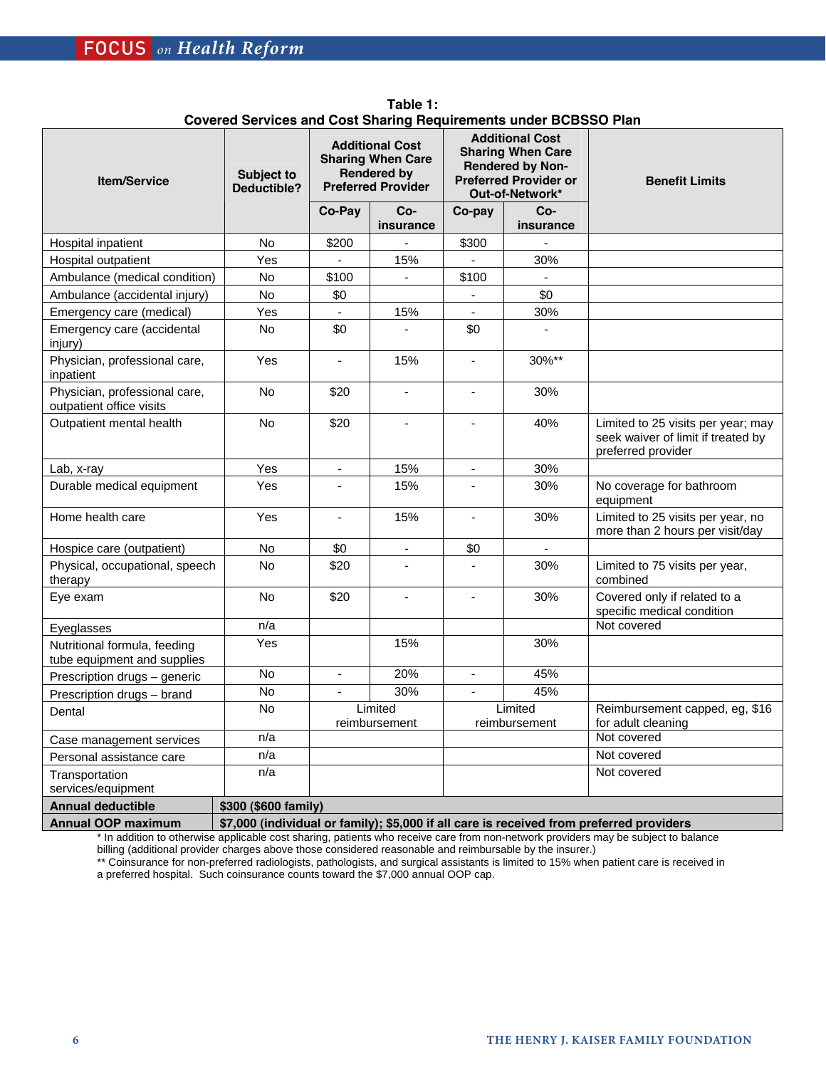**Table 1:**
**Covered Services and Cost Sharing Requirements under BCBSSO Plan**

| Item/Service | Subject to Deductible? | Additional Cost Sharing When Care Rendered by Preferred Provider | | Additional Cost Sharing When Care Rendered by Non-Preferred Provider or Out-of-Network* | | Benefit Limits |
|---|---|---|---|---|---|---|
| | | Co-Pay | Co-insurance | Co-pay | Co-insurance | |
| Hospital inpatient | No | $200 | - | $300 | - | |
| Hospital outpatient | Yes | - | 15% | - | 30% | |
| Ambulance (medical condition) | No | $100 | - | $100 | - | |
| Ambulance (accidental injury) | No | $0 | | - | $0 | |
| Emergency care (medical) | Yes | - | 15% | - | 30% | |
| Emergency care (accidental injury) | No | $0 | - | $0 | - | |
| Physician, professional care, inpatient | Yes | - | 15% | - | 30%** | |
| Physician, professional care, outpatient office visits | No | $20 | - | - | 30% | |
| Outpatient mental health | No | $20 | - | - | 40% | Limited to 25 visits per year; may seek waiver of limit if treated by preferred provider |
| Lab, x-ray | Yes | - | 15% | - | 30% | |
| Durable medical equipment | Yes | - | 15% | - | 30% | No coverage for bathroom equipment |
| Home health care | Yes | - | 15% | - | 30% | Limited to 25 visits per year, no more than 2 hours per visit/day |
| Hospice care (outpatient) | No | $0 | - | $0 | - | |
| Physical, occupational, speech therapy | No | $20 | - | - | 30% | Limited to 75 visits per year, combined |
| Eye exam | No | $20 | - | - | 30% | Covered only if related to a specific medical condition |
| Eyeglasses | n/a | | | | | Not covered |
| Nutritional formula, feeding tube equipment and supplies | Yes | | 15% | | 30% | |
| Prescription drugs – generic | No | - | 20% | - | 45% | |
| Prescription drugs – brand | No | - | 30% | - | 45% | |
| Dental | No | Limited reimbursement | | Limited reimbursement | | Reimbursement capped, eg, $16 for adult cleaning |
| Case management services | n/a | | | | | Not covered |
| Personal assistance care | n/a | | | | | Not covered |
| Transportation services/equipment | n/a | | | | | Not covered |
| **Annual deductible** | **$300 ($600 family)** | | | | | |
| **Annual OOP maximum** | **$7,000 (individual or family); $5,000 if all care is received from preferred providers** | | | | | |

\* In addition to otherwise applicable cost sharing, patients who receive care from non-network providers may be subject to balance billing (additional provider charges above those considered reasonable and reimbursable by the insurer.)

\*\* Coinsurance for non-preferred radiologists, pathologists, and surgical assistants is limited to 15% when patient care is received in a preferred hospital. Such coinsurance counts toward the $7,000 annual OOP cap.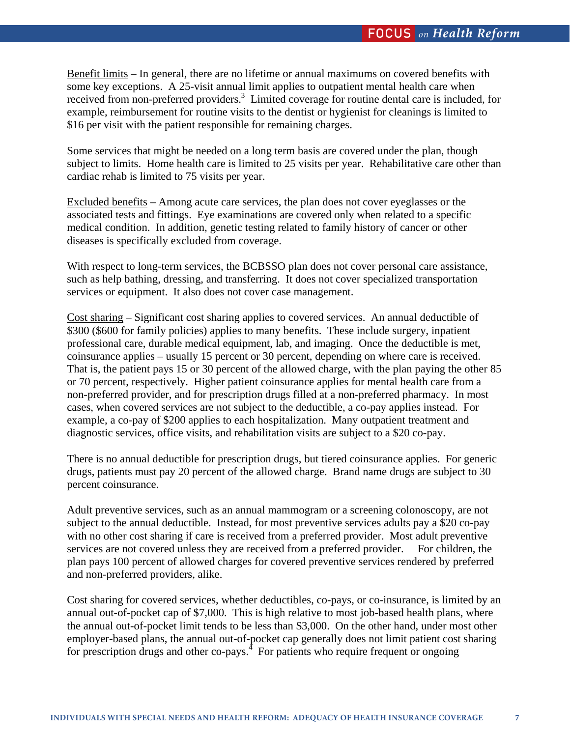Benefit limits – In general, there are no lifetime or annual maximums on covered benefits with some key exceptions. A 25-visit annual limit applies to outpatient mental health care when received from non-preferred providers.[3] Limited coverage for routine dental care is included, for example, reimbursement for routine visits to the dentist or hygienist for cleanings is limited to $16 per visit with the patient responsible for remaining charges.

Some services that might be needed on a long term basis are covered under the plan, though subject to limits. Home health care is limited to 25 visits per year. Rehabilitative care other than cardiac rehab is limited to 75 visits per year.

Excluded benefits – Among acute care services, the plan does not cover eyeglasses or the associated tests and fittings. Eye examinations are covered only when related to a specific medical condition. In addition, genetic testing related to family history of cancer or other diseases is specifically excluded from coverage.

With respect to long-term services, the BCBSSO plan does not cover personal care assistance, such as help bathing, dressing, and transferring. It does not cover specialized transportation services or equipment. It also does not cover case management.

Cost sharing – Significant cost sharing applies to covered services. An annual deductible of $300 ($600 for family policies) applies to many benefits. These include surgery, inpatient professional care, durable medical equipment, lab, and imaging. Once the deductible is met, coinsurance applies – usually 15 percent or 30 percent, depending on where care is received. That is, the patient pays 15 or 30 percent of the allowed charge, with the plan paying the other 85 or 70 percent, respectively. Higher patient coinsurance applies for mental health care from a non-preferred provider, and for prescription drugs filled at a non-preferred pharmacy. In most cases, when covered services are not subject to the deductible, a co-pay applies instead. For example, a co-pay of $200 applies to each hospitalization. Many outpatient treatment and diagnostic services, office visits, and rehabilitation visits are subject to a $20 co-pay.

There is no annual deductible for prescription drugs, but tiered coinsurance applies. For generic drugs, patients must pay 20 percent of the allowed charge. Brand name drugs are subject to 30 percent coinsurance.

Adult preventive services, such as an annual mammogram or a screening colonoscopy, are not subject to the annual deductible. Instead, for most preventive services adults pay a $20 co-pay with no other cost sharing if care is received from a preferred provider. Most adult preventive services are not covered unless they are received from a preferred provider. For children, the plan pays 100 percent of allowed charges for covered preventive services rendered by preferred and non-preferred providers, alike.

Cost sharing for covered services, whether deductibles, co-pays, or co-insurance, is limited by an annual out-of-pocket cap of $7,000. This is high relative to most job-based health plans, where the annual out-of-pocket limit tends to be less than $3,000. On the other hand, under most other employer-based plans, the annual out-of-pocket cap generally does not limit patient cost sharing for prescription drugs and other co-pays.[4] For patients who require frequent or ongoing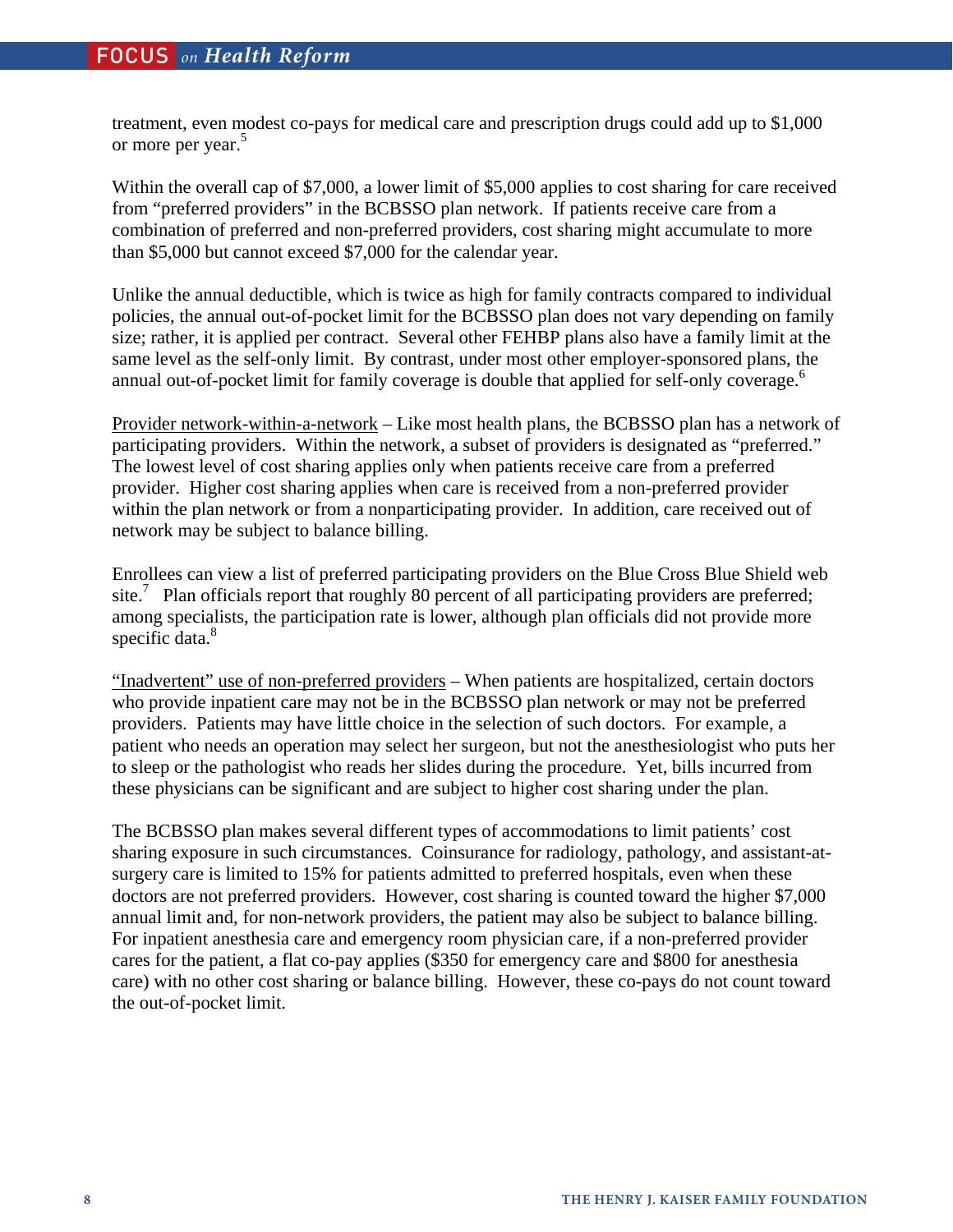treatment, even modest co-pays for medical care and prescription drugs could add up to $1,000 or more per year.[5]

Within the overall cap of $7,000, a lower limit of $5,000 applies to cost sharing for care received from "preferred providers" in the BCBSSO plan network. If patients receive care from a combination of preferred and non-preferred providers, cost sharing might accumulate to more than $5,000 but cannot exceed $7,000 for the calendar year.

Unlike the annual deductible, which is twice as high for family contracts compared to individual policies, the annual out-of-pocket limit for the BCBSSO plan does not vary depending on family size; rather, it is applied per contract. Several other FEHBP plans also have a family limit at the same level as the self-only limit. By contrast, under most other employer-sponsored plans, the annual out-of-pocket limit for family coverage is double that applied for self-only coverage.[6]

<u>Provider network-within-a-network</u> – Like most health plans, the BCBSSO plan has a network of participating providers. Within the network, a subset of providers is designated as "preferred." The lowest level of cost sharing applies only when patients receive care from a preferred provider. Higher cost sharing applies when care is received from a non-preferred provider within the plan network or from a nonparticipating provider. In addition, care received out of network may be subject to balance billing.

Enrollees can view a list of preferred participating providers on the Blue Cross Blue Shield web site.[7] Plan officials report that roughly 80 percent of all participating providers are preferred; among specialists, the participation rate is lower, although plan officials did not provide more specific data.[8]

<u>"Inadvertent" use of non-preferred providers</u> – When patients are hospitalized, certain doctors who provide inpatient care may not be in the BCBSSO plan network or may not be preferred providers. Patients may have little choice in the selection of such doctors. For example, a patient who needs an operation may select her surgeon, but not the anesthesiologist who puts her to sleep or the pathologist who reads her slides during the procedure. Yet, bills incurred from these physicians can be significant and are subject to higher cost sharing under the plan.

The BCBSSO plan makes several different types of accommodations to limit patients' cost sharing exposure in such circumstances. Coinsurance for radiology, pathology, and assistant-at-surgery care is limited to 15% for patients admitted to preferred hospitals, even when these doctors are not preferred providers. However, cost sharing is counted toward the higher $7,000 annual limit and, for non-network providers, the patient may also be subject to balance billing. For inpatient anesthesia care and emergency room physician care, if a non-preferred provider cares for the patient, a flat co-pay applies ($350 for emergency care and $800 for anesthesia care) with no other cost sharing or balance billing. However, these co-pays do not count toward the out-of-pocket limit.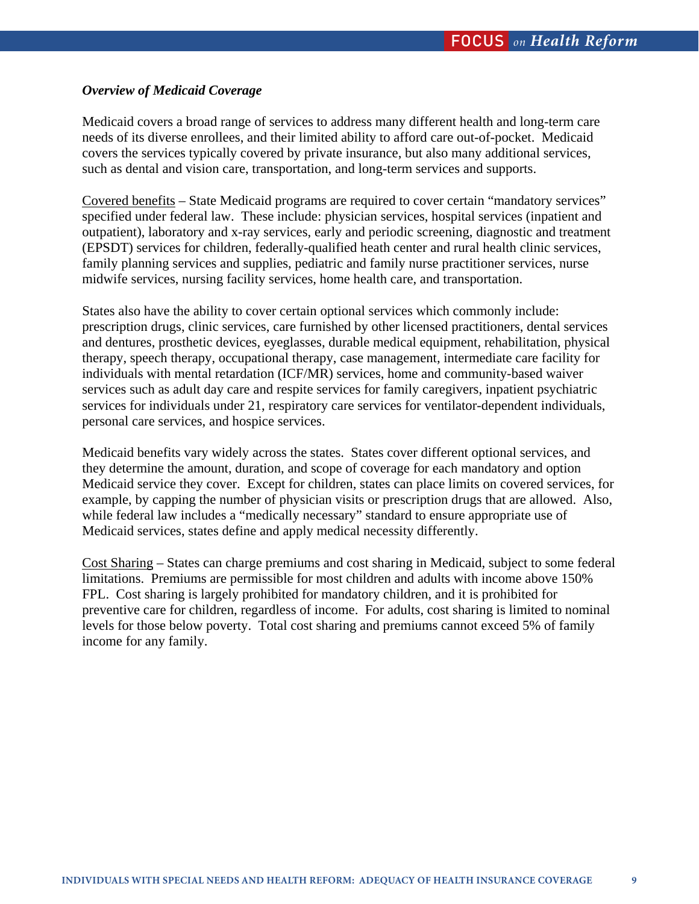### *Overview of Medicaid Coverage*

Medicaid covers a broad range of services to address many different health and long-term care needs of its diverse enrollees, and their limited ability to afford care out-of-pocket. Medicaid covers the services typically covered by private insurance, but also many additional services, such as dental and vision care, transportation, and long-term services and supports.

Covered benefits – State Medicaid programs are required to cover certain "mandatory services" specified under federal law. These include: physician services, hospital services (inpatient and outpatient), laboratory and x-ray services, early and periodic screening, diagnostic and treatment (EPSDT) services for children, federally-qualified heath center and rural health clinic services, family planning services and supplies, pediatric and family nurse practitioner services, nurse midwife services, nursing facility services, home health care, and transportation.

States also have the ability to cover certain optional services which commonly include: prescription drugs, clinic services, care furnished by other licensed practitioners, dental services and dentures, prosthetic devices, eyeglasses, durable medical equipment, rehabilitation, physical therapy, speech therapy, occupational therapy, case management, intermediate care facility for individuals with mental retardation (ICF/MR) services, home and community-based waiver services such as adult day care and respite services for family caregivers, inpatient psychiatric services for individuals under 21, respiratory care services for ventilator-dependent individuals, personal care services, and hospice services.

Medicaid benefits vary widely across the states. States cover different optional services, and they determine the amount, duration, and scope of coverage for each mandatory and option Medicaid service they cover. Except for children, states can place limits on covered services, for example, by capping the number of physician visits or prescription drugs that are allowed. Also, while federal law includes a "medically necessary" standard to ensure appropriate use of Medicaid services, states define and apply medical necessity differently.

Cost Sharing – States can charge premiums and cost sharing in Medicaid, subject to some federal limitations. Premiums are permissible for most children and adults with income above 150% FPL. Cost sharing is largely prohibited for mandatory children, and it is prohibited for preventive care for children, regardless of income. For adults, cost sharing is limited to nominal levels for those below poverty. Total cost sharing and premiums cannot exceed 5% of family income for any family.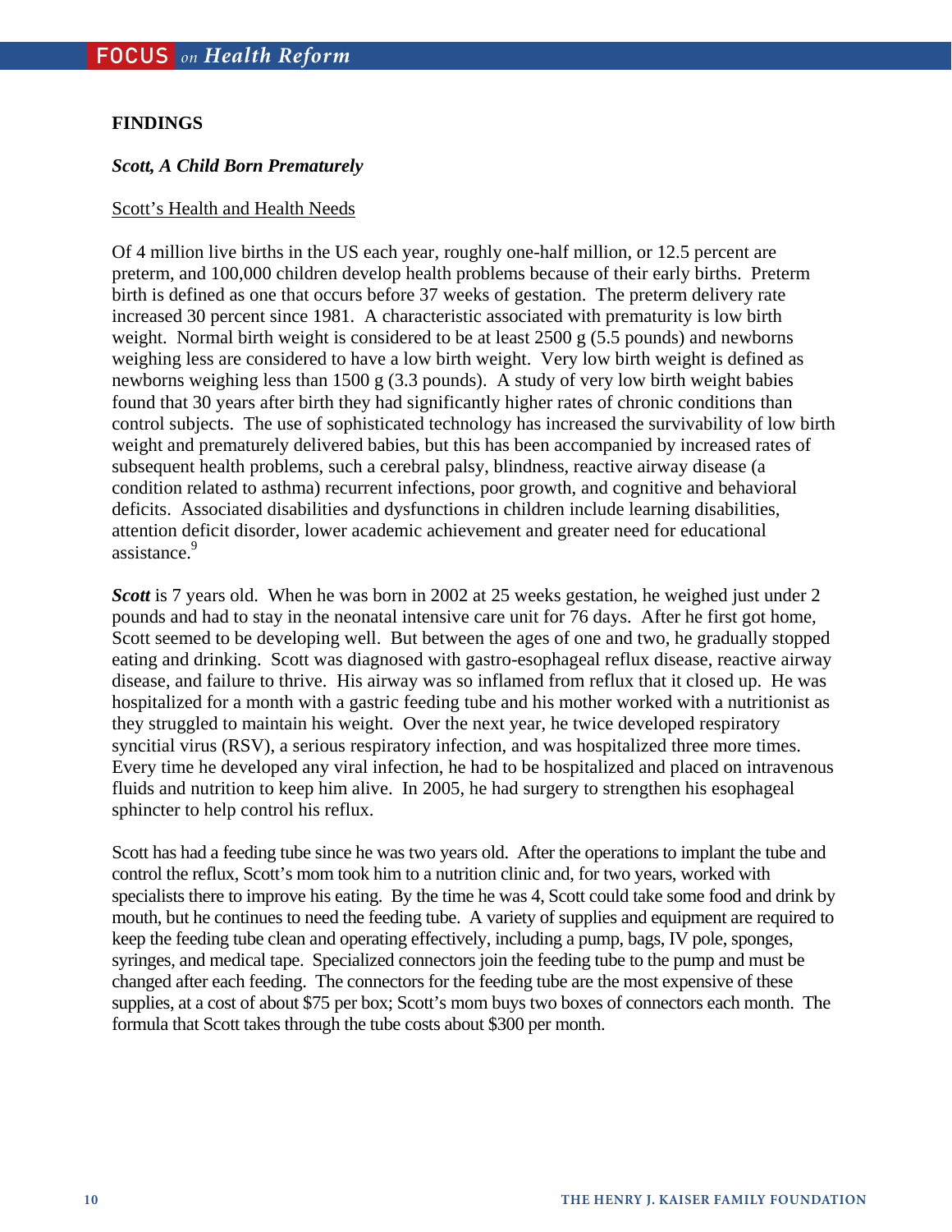## FINDINGS

### *Scott, A Child Born Prematurely*

Scott's Health and Health Needs

Of 4 million live births in the US each year, roughly one-half million, or 12.5 percent are preterm, and 100,000 children develop health problems because of their early births. Preterm birth is defined as one that occurs before 37 weeks of gestation. The preterm delivery rate increased 30 percent since 1981. A characteristic associated with prematurity is low birth weight. Normal birth weight is considered to be at least 2500 g (5.5 pounds) and newborns weighing less are considered to have a low birth weight. Very low birth weight is defined as newborns weighing less than 1500 g (3.3 pounds). A study of very low birth weight babies found that 30 years after birth they had significantly higher rates of chronic conditions than control subjects. The use of sophisticated technology has increased the survivability of low birth weight and prematurely delivered babies, but this has been accompanied by increased rates of subsequent health problems, such a cerebral palsy, blindness, reactive airway disease (a condition related to asthma) recurrent infections, poor growth, and cognitive and behavioral deficits. Associated disabilities and dysfunctions in children include learning disabilities, attention deficit disorder, lower academic achievement and greater need for educational assistance.[9]

***Scott*** is 7 years old. When he was born in 2002 at 25 weeks gestation, he weighed just under 2 pounds and had to stay in the neonatal intensive care unit for 76 days. After he first got home, Scott seemed to be developing well. But between the ages of one and two, he gradually stopped eating and drinking. Scott was diagnosed with gastro-esophageal reflux disease, reactive airway disease, and failure to thrive. His airway was so inflamed from reflux that it closed up. He was hospitalized for a month with a gastric feeding tube and his mother worked with a nutritionist as they struggled to maintain his weight. Over the next year, he twice developed respiratory syncitial virus (RSV), a serious respiratory infection, and was hospitalized three more times. Every time he developed any viral infection, he had to be hospitalized and placed on intravenous fluids and nutrition to keep him alive. In 2005, he had surgery to strengthen his esophageal sphincter to help control his reflux.

Scott has had a feeding tube since he was two years old. After the operations to implant the tube and control the reflux, Scott's mom took him to a nutrition clinic and, for two years, worked with specialists there to improve his eating. By the time he was 4, Scott could take some food and drink by mouth, but he continues to need the feeding tube. A variety of supplies and equipment are required to keep the feeding tube clean and operating effectively, including a pump, bags, IV pole, sponges, syringes, and medical tape. Specialized connectors join the feeding tube to the pump and must be changed after each feeding. The connectors for the feeding tube are the most expensive of these supplies, at a cost of about $75 per box; Scott's mom buys two boxes of connectors each month. The formula that Scott takes through the tube costs about $300 per month.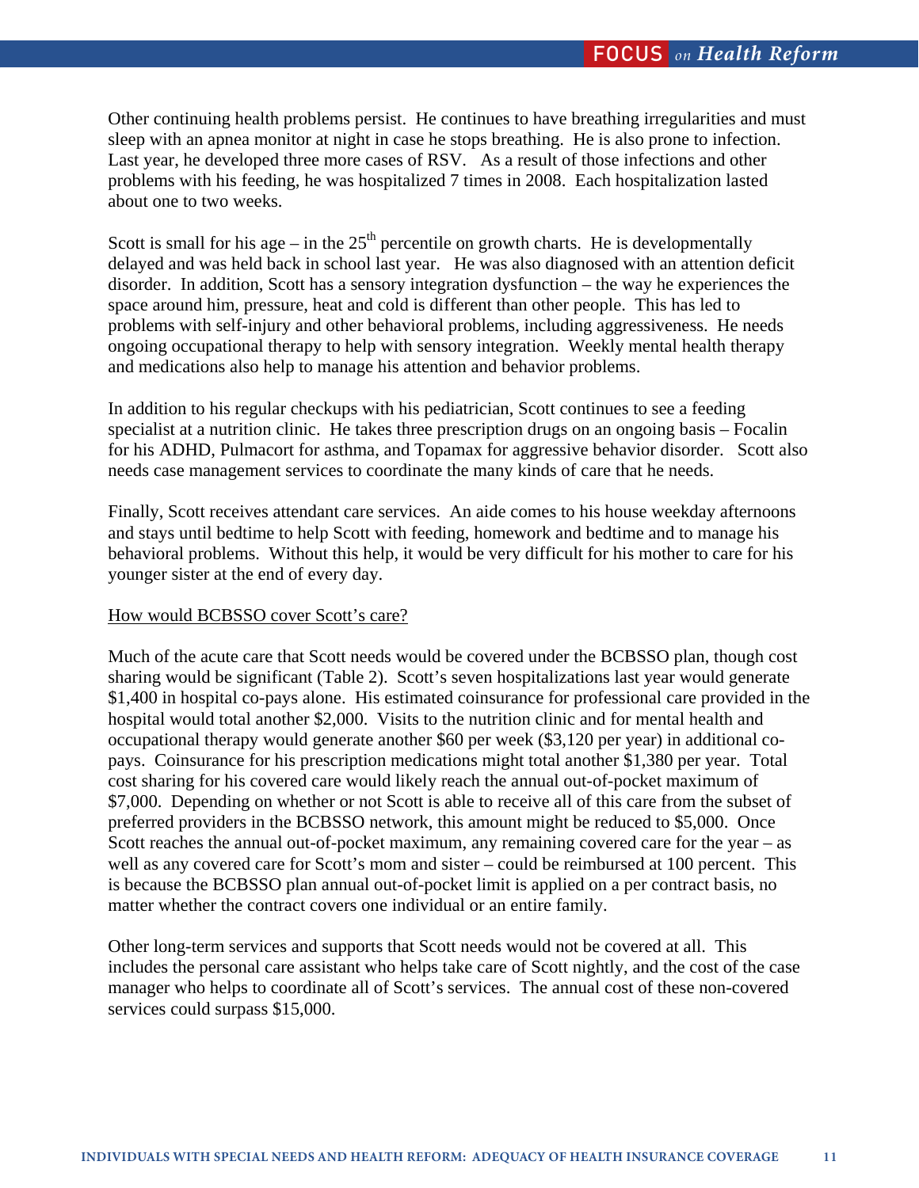Other continuing health problems persist. He continues to have breathing irregularities and must sleep with an apnea monitor at night in case he stops breathing. He is also prone to infection. Last year, he developed three more cases of RSV. As a result of those infections and other problems with his feeding, he was hospitalized 7 times in 2008. Each hospitalization lasted about one to two weeks.

Scott is small for his age – in the 25th percentile on growth charts. He is developmentally delayed and was held back in school last year. He was also diagnosed with an attention deficit disorder. In addition, Scott has a sensory integration dysfunction – the way he experiences the space around him, pressure, heat and cold is different than other people. This has led to problems with self-injury and other behavioral problems, including aggressiveness. He needs ongoing occupational therapy to help with sensory integration. Weekly mental health therapy and medications also help to manage his attention and behavior problems.

In addition to his regular checkups with his pediatrician, Scott continues to see a feeding specialist at a nutrition clinic. He takes three prescription drugs on an ongoing basis – Focalin for his ADHD, Pulmacort for asthma, and Topamax for aggressive behavior disorder. Scott also needs case management services to coordinate the many kinds of care that he needs.

Finally, Scott receives attendant care services. An aide comes to his house weekday afternoons and stays until bedtime to help Scott with feeding, homework and bedtime and to manage his behavioral problems. Without this help, it would be very difficult for his mother to care for his younger sister at the end of every day.

<u>How would BCBSSO cover Scott's care?</u>

Much of the acute care that Scott needs would be covered under the BCBSSO plan, though cost sharing would be significant (Table 2). Scott's seven hospitalizations last year would generate \$1,400 in hospital co-pays alone. His estimated coinsurance for professional care provided in the hospital would total another \$2,000. Visits to the nutrition clinic and for mental health and occupational therapy would generate another \$60 per week (\$3,120 per year) in additional co-pays. Coinsurance for his prescription medications might total another \$1,380 per year. Total cost sharing for his covered care would likely reach the annual out-of-pocket maximum of \$7,000. Depending on whether or not Scott is able to receive all of this care from the subset of preferred providers in the BCBSSO network, this amount might be reduced to \$5,000. Once Scott reaches the annual out-of-pocket maximum, any remaining covered care for the year – as well as any covered care for Scott's mom and sister – could be reimbursed at 100 percent. This is because the BCBSSO plan annual out-of-pocket limit is applied on a per contract basis, no matter whether the contract covers one individual or an entire family.

Other long-term services and supports that Scott needs would not be covered at all. This includes the personal care assistant who helps take care of Scott nightly, and the cost of the case manager who helps to coordinate all of Scott's services. The annual cost of these non-covered services could surpass \$15,000.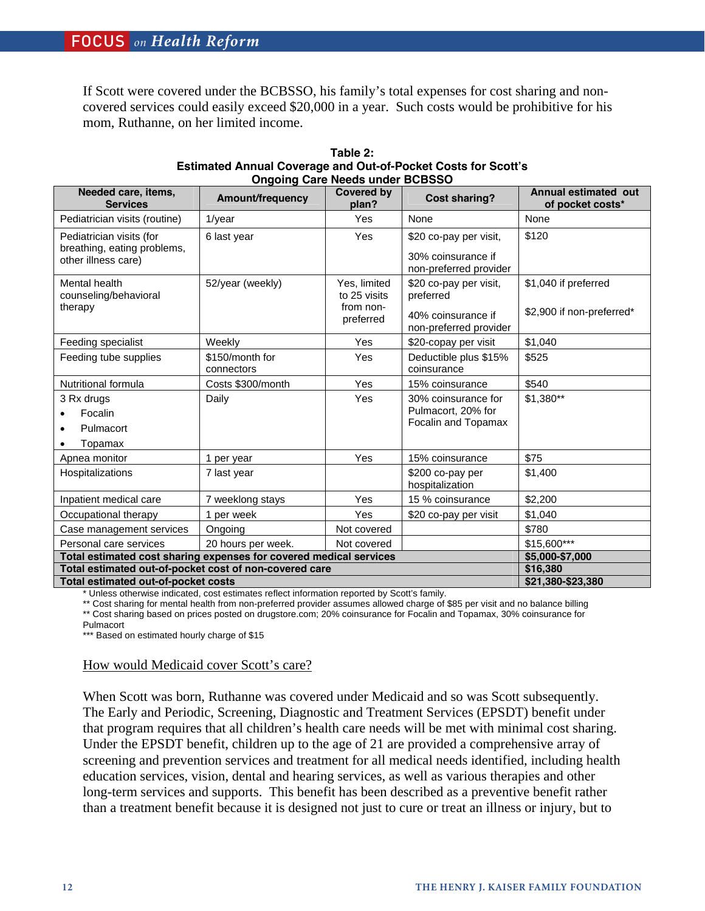If Scott were covered under the BCBSSO, his family's total expenses for cost sharing and non-covered services could easily exceed $20,000 in a year. Such costs would be prohibitive for his mom, Ruthanne, on her limited income.

**Table 2: Estimated Annual Coverage and Out-of-Pocket Costs for Scott's Ongoing Care Needs under BCBSSO**

| Needed care, items, Services | Amount/frequency | Covered by plan? | Cost sharing? | Annual estimated out of pocket costs* |
|---|---|---|---|---|
| Pediatrician visits (routine) | 1/year | Yes | None | None |
| Pediatrician visits (for breathing, eating problems, other illness care) | 6 last year | Yes | $20 co-pay per visit, 30% coinsurance if non-preferred provider | $120 |
| Mental health counseling/behavioral therapy | 52/year (weekly) | Yes, limited to 25 visits from non-preferred | $20 co-pay per visit, preferred 40% coinsurance if non-preferred provider | $1,040 if preferred $2,900 if non-preferred* |
| Feeding specialist | Weekly | Yes | $20-copay per visit | $1,040 |
| Feeding tube supplies | $150/month for connectors | Yes | Deductible plus $15% coinsurance | $525 |
| Nutritional formula | Costs $300/month | Yes | 15% coinsurance | $540 |
| 3 Rx drugs • Focalin • Pulmacort • Topamax | Daily | Yes | 30% coinsurance for Pulmacort, 20% for Focalin and Topamax | $1,380** |
| Apnea monitor | 1 per year | Yes | 15% coinsurance | $75 |
| Hospitalizations | 7 last year | | $200 co-pay per hospitalization | $1,400 |
| Inpatient medical care | 7 weeklong stays | Yes | 15 % coinsurance | $2,200 |
| Occupational therapy | 1 per week | Yes | $20 co-pay per visit | $1,040 |
| Case management services | Ongoing | Not covered | | $780 |
| Personal care services | 20 hours per week. | Not covered | | $15,600*** |
| **Total estimated cost sharing expenses for covered medical services** | | | | **$5,000-$7,000** |
| **Total estimated out-of-pocket cost of non-covered care** | | | | **$16,380** |
| **Total estimated out-of-pocket costs** | | | | **$21,380-$23,380** |

\* Unless otherwise indicated, cost estimates reflect information reported by Scott's family.
** Cost sharing for mental health from non-preferred provider assumes allowed charge of $85 per visit and no balance billing
** Cost sharing based on prices posted on drugstore.com; 20% coinsurance for Focalin and Topamax, 30% coinsurance for Pulmacort
*** Based on estimated hourly charge of $15

## How would Medicaid cover Scott's care?

When Scott was born, Ruthanne was covered under Medicaid and so was Scott subsequently. The Early and Periodic, Screening, Diagnostic and Treatment Services (EPSDT) benefit under that program requires that all children's health care needs will be met with minimal cost sharing. Under the EPSDT benefit, children up to the age of 21 are provided a comprehensive array of screening and prevention services and treatment for all medical needs identified, including health education services, vision, dental and hearing services, as well as various therapies and other long-term services and supports. This benefit has been described as a preventive benefit rather than a treatment benefit because it is designed not just to cure or treat an illness or injury, but to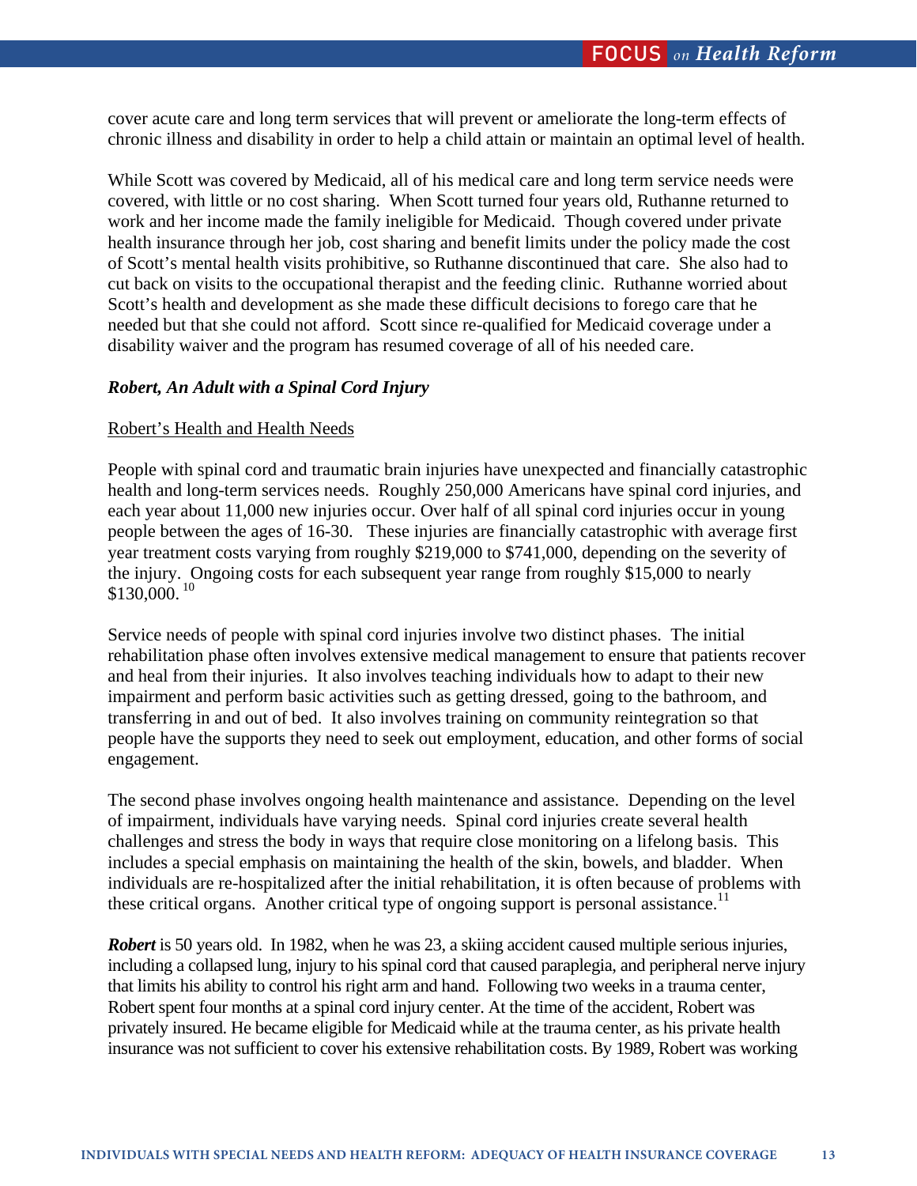cover acute care and long term services that will prevent or ameliorate the long-term effects of chronic illness and disability in order to help a child attain or maintain an optimal level of health.

While Scott was covered by Medicaid, all of his medical care and long term service needs were covered, with little or no cost sharing. When Scott turned four years old, Ruthanne returned to work and her income made the family ineligible for Medicaid. Though covered under private health insurance through her job, cost sharing and benefit limits under the policy made the cost of Scott's mental health visits prohibitive, so Ruthanne discontinued that care. She also had to cut back on visits to the occupational therapist and the feeding clinic. Ruthanne worried about Scott's health and development as she made these difficult decisions to forego care that he needed but that she could not afford. Scott since re-qualified for Medicaid coverage under a disability waiver and the program has resumed coverage of all of his needed care.

### *Robert, An Adult with a Spinal Cord Injury*

#### Robert's Health and Health Needs

People with spinal cord and traumatic brain injuries have unexpected and financially catastrophic health and long-term services needs. Roughly 250,000 Americans have spinal cord injuries, and each year about 11,000 new injuries occur. Over half of all spinal cord injuries occur in young people between the ages of 16-30. These injuries are financially catastrophic with average first year treatment costs varying from roughly $219,000 to $741,000, depending on the severity of the injury. Ongoing costs for each subsequent year range from roughly $15,000 to nearly $130,000.[10]

Service needs of people with spinal cord injuries involve two distinct phases. The initial rehabilitation phase often involves extensive medical management to ensure that patients recover and heal from their injuries. It also involves teaching individuals how to adapt to their new impairment and perform basic activities such as getting dressed, going to the bathroom, and transferring in and out of bed. It also involves training on community reintegration so that people have the supports they need to seek out employment, education, and other forms of social engagement.

The second phase involves ongoing health maintenance and assistance. Depending on the level of impairment, individuals have varying needs. Spinal cord injuries create several health challenges and stress the body in ways that require close monitoring on a lifelong basis. This includes a special emphasis on maintaining the health of the skin, bowels, and bladder. When individuals are re-hospitalized after the initial rehabilitation, it is often because of problems with these critical organs. Another critical type of ongoing support is personal assistance.[11]

***Robert*** is 50 years old. In 1982, when he was 23, a skiing accident caused multiple serious injuries, including a collapsed lung, injury to his spinal cord that caused paraplegia, and peripheral nerve injury that limits his ability to control his right arm and hand. Following two weeks in a trauma center, Robert spent four months at a spinal cord injury center. At the time of the accident, Robert was privately insured. He became eligible for Medicaid while at the trauma center, as his private health insurance was not sufficient to cover his extensive rehabilitation costs. By 1989, Robert was working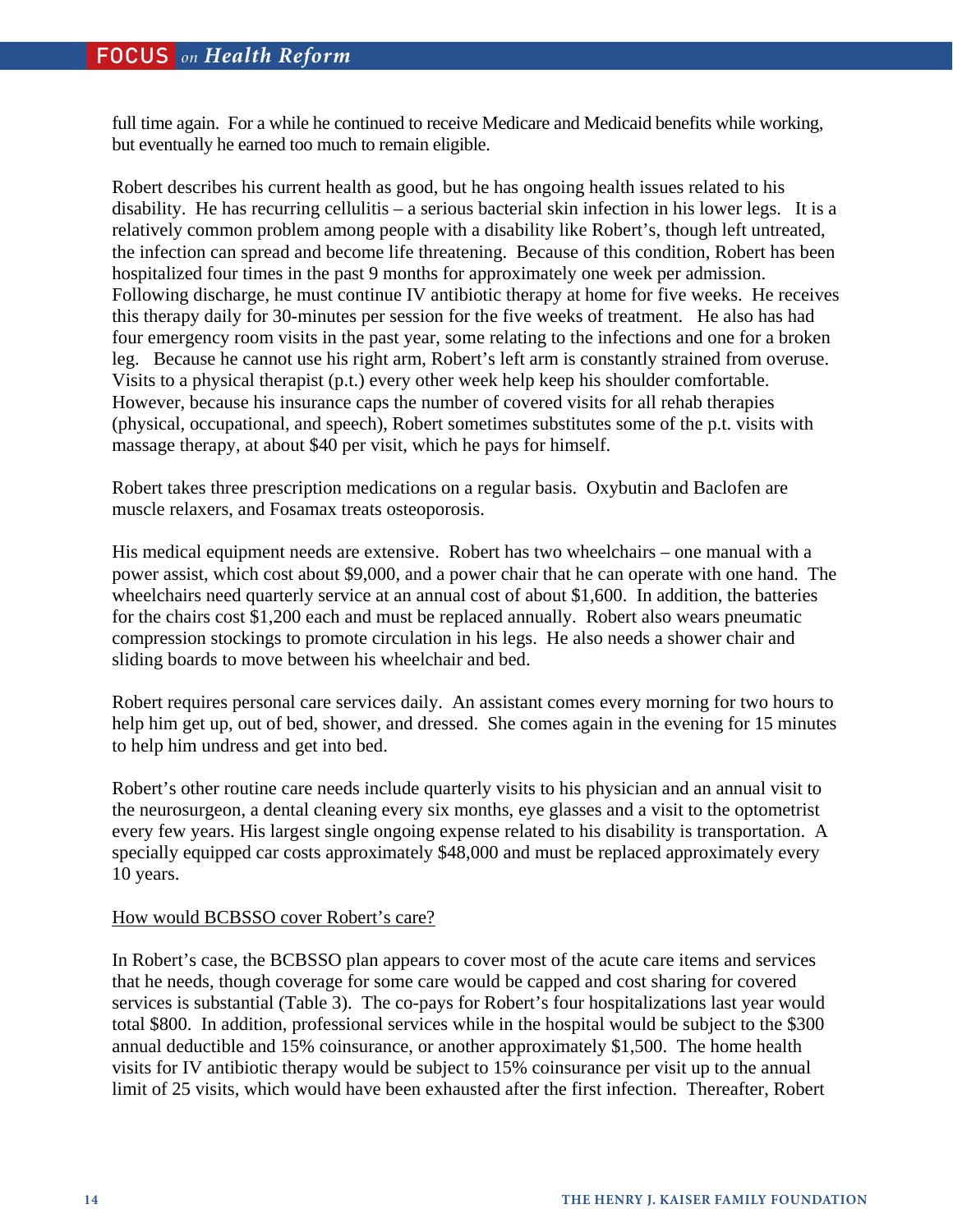full time again. For a while he continued to receive Medicare and Medicaid benefits while working, but eventually he earned too much to remain eligible.

Robert describes his current health as good, but he has ongoing health issues related to his disability. He has recurring cellulitis – a serious bacterial skin infection in his lower legs. It is a relatively common problem among people with a disability like Robert's, though left untreated, the infection can spread and become life threatening. Because of this condition, Robert has been hospitalized four times in the past 9 months for approximately one week per admission. Following discharge, he must continue IV antibiotic therapy at home for five weeks. He receives this therapy daily for 30-minutes per session for the five weeks of treatment. He also has had four emergency room visits in the past year, some relating to the infections and one for a broken leg. Because he cannot use his right arm, Robert's left arm is constantly strained from overuse. Visits to a physical therapist (p.t.) every other week help keep his shoulder comfortable. However, because his insurance caps the number of covered visits for all rehab therapies (physical, occupational, and speech), Robert sometimes substitutes some of the p.t. visits with massage therapy, at about $40 per visit, which he pays for himself.

Robert takes three prescription medications on a regular basis. Oxybutin and Baclofen are muscle relaxers, and Fosamax treats osteoporosis.

His medical equipment needs are extensive. Robert has two wheelchairs – one manual with a power assist, which cost about $9,000, and a power chair that he can operate with one hand. The wheelchairs need quarterly service at an annual cost of about $1,600. In addition, the batteries for the chairs cost $1,200 each and must be replaced annually. Robert also wears pneumatic compression stockings to promote circulation in his legs. He also needs a shower chair and sliding boards to move between his wheelchair and bed.

Robert requires personal care services daily. An assistant comes every morning for two hours to help him get up, out of bed, shower, and dressed. She comes again in the evening for 15 minutes to help him undress and get into bed.

Robert's other routine care needs include quarterly visits to his physician and an annual visit to the neurosurgeon, a dental cleaning every six months, eye glasses and a visit to the optometrist every few years. His largest single ongoing expense related to his disability is transportation. A specially equipped car costs approximately $48,000 and must be replaced approximately every 10 years.

How would BCBSSO cover Robert's care?

In Robert's case, the BCBSSO plan appears to cover most of the acute care items and services that he needs, though coverage for some care would be capped and cost sharing for covered services is substantial (Table 3). The co-pays for Robert's four hospitalizations last year would total $800. In addition, professional services while in the hospital would be subject to the $300 annual deductible and 15% coinsurance, or another approximately $1,500. The home health visits for IV antibiotic therapy would be subject to 15% coinsurance per visit up to the annual limit of 25 visits, which would have been exhausted after the first infection. Thereafter, Robert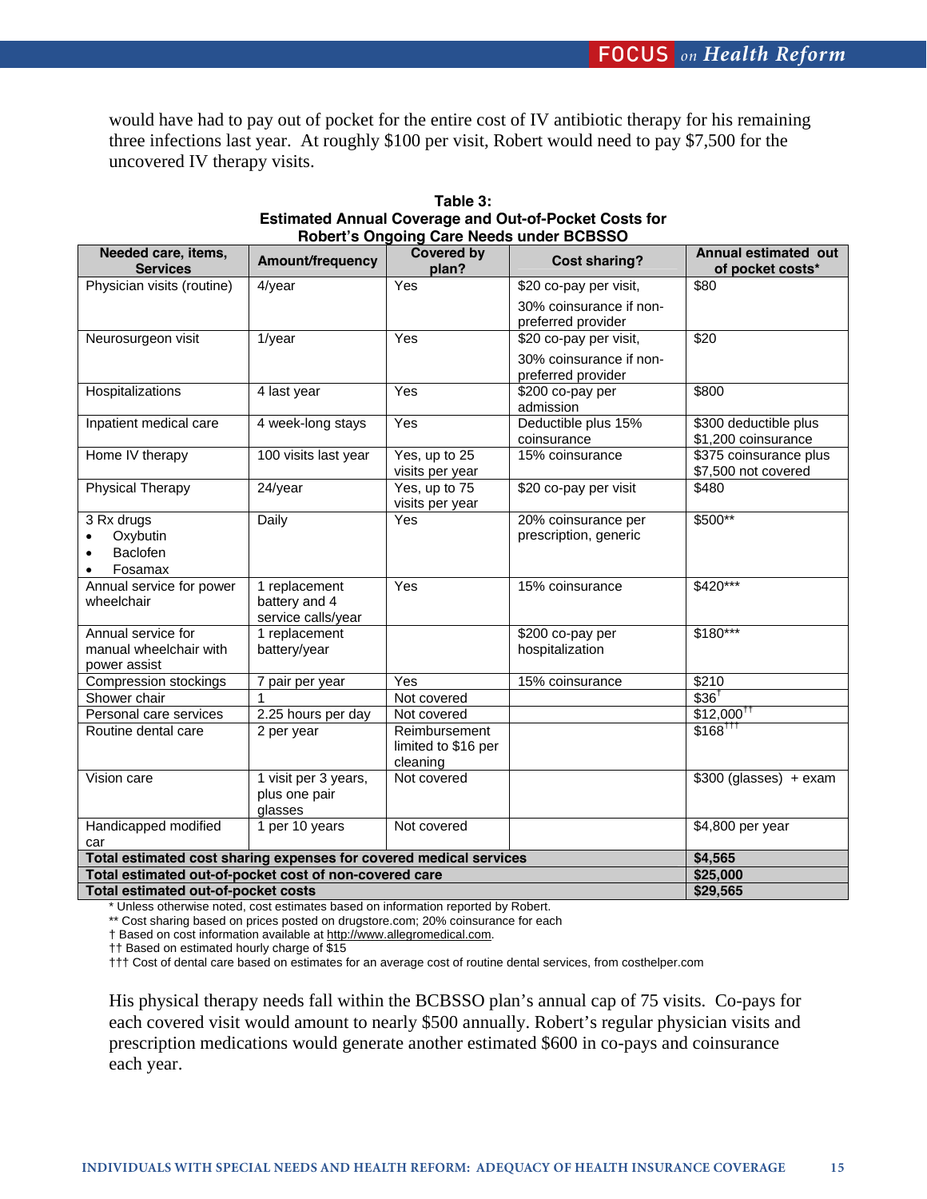would have had to pay out of pocket for the entire cost of IV antibiotic therapy for his remaining three infections last year. At roughly $100 per visit, Robert would need to pay $7,500 for the uncovered IV therapy visits.

**Table 3: Estimated Annual Coverage and Out-of-Pocket Costs for Robert's Ongoing Care Needs under BCBSSO**

| Needed care, items, Services | Amount/frequency | Covered by plan? | Cost sharing? | Annual estimated out of pocket costs* |
|---|---|---|---|---|
| Physician visits (routine) | 4/year | Yes | $20 co-pay per visit, 30% coinsurance if non-preferred provider | $80 |
| Neurosurgeon visit | 1/year | Yes | $20 co-pay per visit, 30% coinsurance if non-preferred provider | $20 |
| Hospitalizations | 4 last year | Yes | $200 co-pay per admission | $800 |
| Inpatient medical care | 4 week-long stays | Yes | Deductible plus 15% coinsurance | $300 deductible plus $1,200 coinsurance |
| Home IV therapy | 100 visits last year | Yes, up to 25 visits per year | 15% coinsurance | $375 coinsurance plus $7,500 not covered |
| Physical Therapy | 24/year | Yes, up to 75 visits per year | $20 co-pay per visit | $480 |
| 3 Rx drugs<br>• Oxybutin<br>• Baclofen<br>• Fosamax | Daily | Yes | 20% coinsurance per prescription, generic | $500** |
| Annual service for power wheelchair | 1 replacement battery and 4 service calls/year | Yes | 15% coinsurance | $420*** |
| Annual service for manual wheelchair with power assist | 1 replacement battery/year | | $200 co-pay per hospitalization | $180*** |
| Compression stockings | 7 pair per year | Yes | 15% coinsurance | $210 |
| Shower chair | 1 | Not covered | | $36† |
| Personal care services | 2.25 hours per day | Not covered | | $12,000†† |
| Routine dental care | 2 per year | Reimbursement limited to $16 per cleaning | | $168††† |
| Vision care | 1 visit per 3 years, plus one pair glasses | Not covered | | $300 (glasses) + exam |
| Handicapped modified car | 1 per 10 years | Not covered | | $4,800 per year |
| **Total estimated cost sharing expenses for covered medical services** | | | | **$4,565** |
| **Total estimated out-of-pocket cost of non-covered care** | | | | **$25,000** |
| **Total estimated out-of-pocket costs** | | | | **$29,565** |

\* Unless otherwise noted, cost estimates based on information reported by Robert.
** Cost sharing based on prices posted on drugstore.com; 20% coinsurance for each
† Based on cost information available at http://www.allegromedical.com.
†† Based on estimated hourly charge of $15
††† Cost of dental care based on estimates for an average cost of routine dental services, from costhelper.com

His physical therapy needs fall within the BCBSSO plan's annual cap of 75 visits. Co-pays for each covered visit would amount to nearly $500 annually. Robert's regular physician visits and prescription medications would generate another estimated $600 in co-pays and coinsurance each year.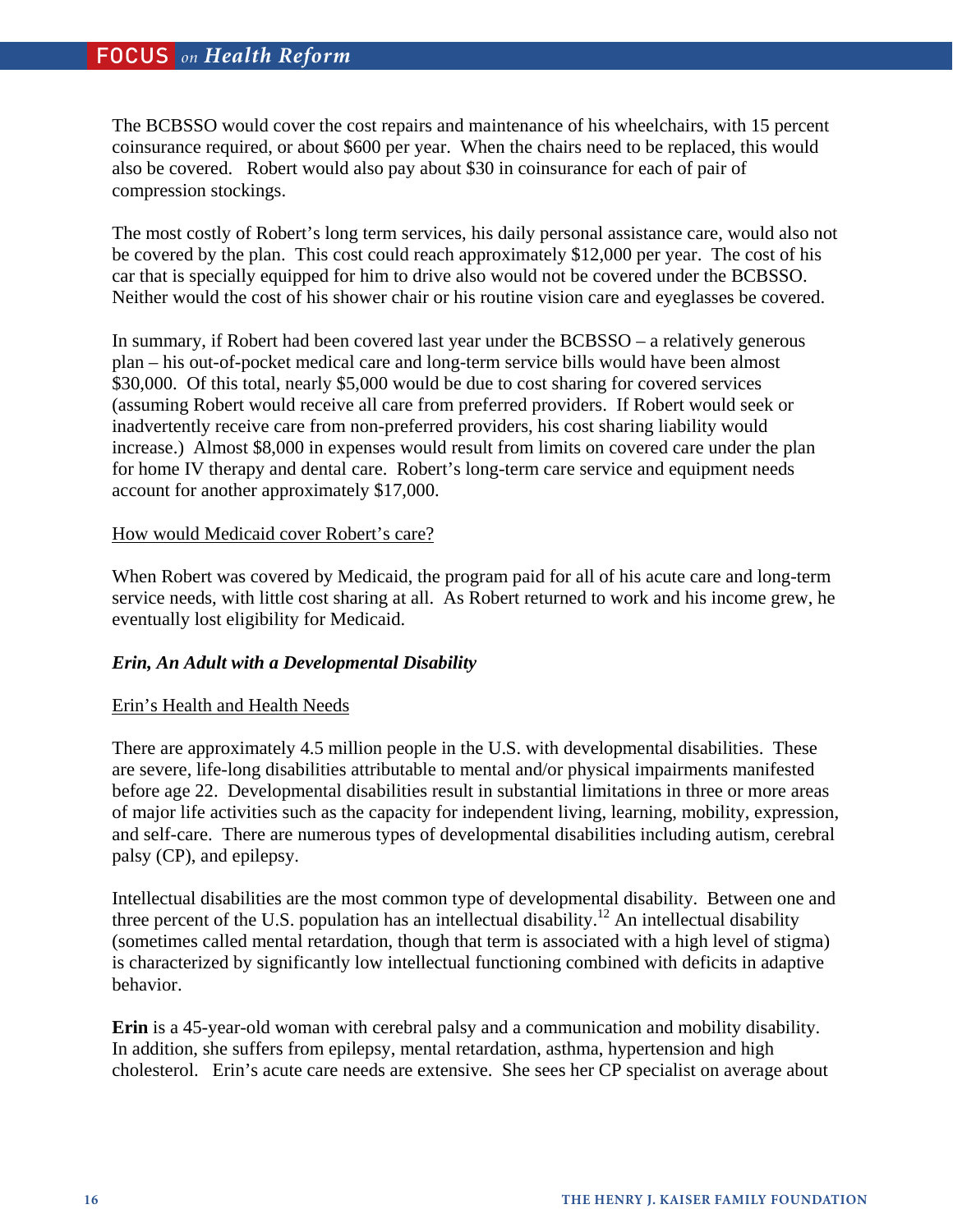The BCBSSO would cover the cost repairs and maintenance of his wheelchairs, with 15 percent coinsurance required, or about $600 per year. When the chairs need to be replaced, this would also be covered. Robert would also pay about $30 in coinsurance for each of pair of compression stockings.

The most costly of Robert's long term services, his daily personal assistance care, would also not be covered by the plan. This cost could reach approximately $12,000 per year. The cost of his car that is specially equipped for him to drive also would not be covered under the BCBSSO. Neither would the cost of his shower chair or his routine vision care and eyeglasses be covered.

In summary, if Robert had been covered last year under the BCBSSO – a relatively generous plan – his out-of-pocket medical care and long-term service bills would have been almost $30,000. Of this total, nearly $5,000 would be due to cost sharing for covered services (assuming Robert would receive all care from preferred providers. If Robert would seek or inadvertently receive care from non-preferred providers, his cost sharing liability would increase.) Almost $8,000 in expenses would result from limits on covered care under the plan for home IV therapy and dental care. Robert's long-term care service and equipment needs account for another approximately $17,000.

How would Medicaid cover Robert's care?

When Robert was covered by Medicaid, the program paid for all of his acute care and long-term service needs, with little cost sharing at all. As Robert returned to work and his income grew, he eventually lost eligibility for Medicaid.

### *Erin, An Adult with a Developmental Disability*

Erin's Health and Health Needs

There are approximately 4.5 million people in the U.S. with developmental disabilities. These are severe, life-long disabilities attributable to mental and/or physical impairments manifested before age 22. Developmental disabilities result in substantial limitations in three or more areas of major life activities such as the capacity for independent living, learning, mobility, expression, and self-care. There are numerous types of developmental disabilities including autism, cerebral palsy (CP), and epilepsy.

Intellectual disabilities are the most common type of developmental disability. Between one and three percent of the U.S. population has an intellectual disability.[12] An intellectual disability (sometimes called mental retardation, though that term is associated with a high level of stigma) is characterized by significantly low intellectual functioning combined with deficits in adaptive behavior.

**Erin** is a 45-year-old woman with cerebral palsy and a communication and mobility disability. In addition, she suffers from epilepsy, mental retardation, asthma, hypertension and high cholesterol. Erin's acute care needs are extensive. She sees her CP specialist on average about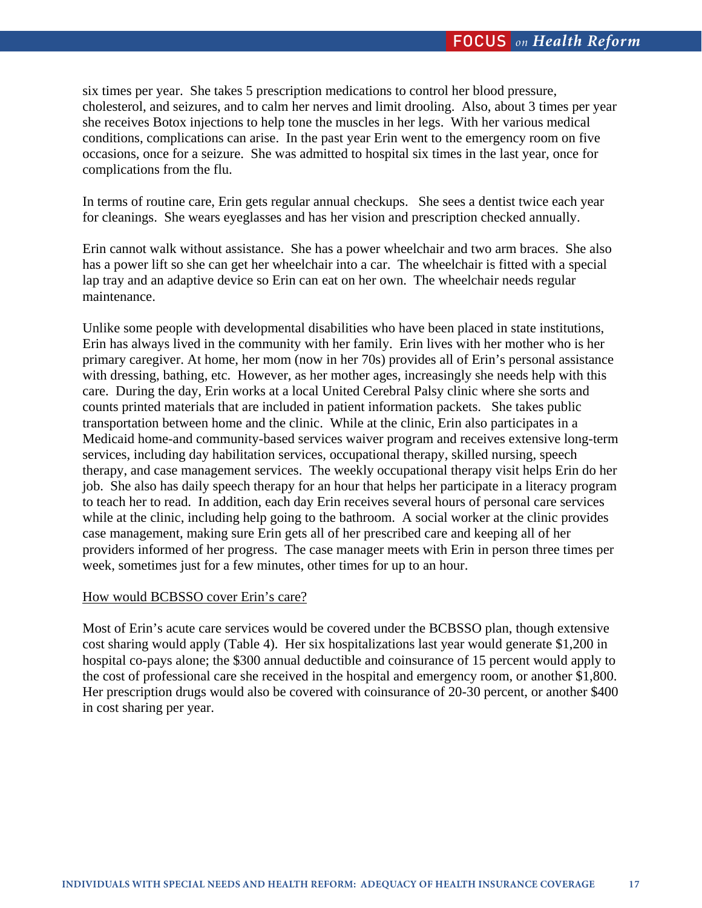six times per year. She takes 5 prescription medications to control her blood pressure, cholesterol, and seizures, and to calm her nerves and limit drooling. Also, about 3 times per year she receives Botox injections to help tone the muscles in her legs. With her various medical conditions, complications can arise. In the past year Erin went to the emergency room on five occasions, once for a seizure. She was admitted to hospital six times in the last year, once for complications from the flu.

In terms of routine care, Erin gets regular annual checkups. She sees a dentist twice each year for cleanings. She wears eyeglasses and has her vision and prescription checked annually.

Erin cannot walk without assistance. She has a power wheelchair and two arm braces. She also has a power lift so she can get her wheelchair into a car. The wheelchair is fitted with a special lap tray and an adaptive device so Erin can eat on her own. The wheelchair needs regular maintenance.

Unlike some people with developmental disabilities who have been placed in state institutions, Erin has always lived in the community with her family. Erin lives with her mother who is her primary caregiver. At home, her mom (now in her 70s) provides all of Erin's personal assistance with dressing, bathing, etc. However, as her mother ages, increasingly she needs help with this care. During the day, Erin works at a local United Cerebral Palsy clinic where she sorts and counts printed materials that are included in patient information packets. She takes public transportation between home and the clinic. While at the clinic, Erin also participates in a Medicaid home-and community-based services waiver program and receives extensive long-term services, including day habilitation services, occupational therapy, skilled nursing, speech therapy, and case management services. The weekly occupational therapy visit helps Erin do her job. She also has daily speech therapy for an hour that helps her participate in a literacy program to teach her to read. In addition, each day Erin receives several hours of personal care services while at the clinic, including help going to the bathroom. A social worker at the clinic provides case management, making sure Erin gets all of her prescribed care and keeping all of her providers informed of her progress. The case manager meets with Erin in person three times per week, sometimes just for a few minutes, other times for up to an hour.

How would BCBSSO cover Erin's care?

Most of Erin's acute care services would be covered under the BCBSSO plan, though extensive cost sharing would apply (Table 4). Her six hospitalizations last year would generate $1,200 in hospital co-pays alone; the $300 annual deductible and coinsurance of 15 percent would apply to the cost of professional care she received in the hospital and emergency room, or another $1,800. Her prescription drugs would also be covered with coinsurance of 20-30 percent, or another $400 in cost sharing per year.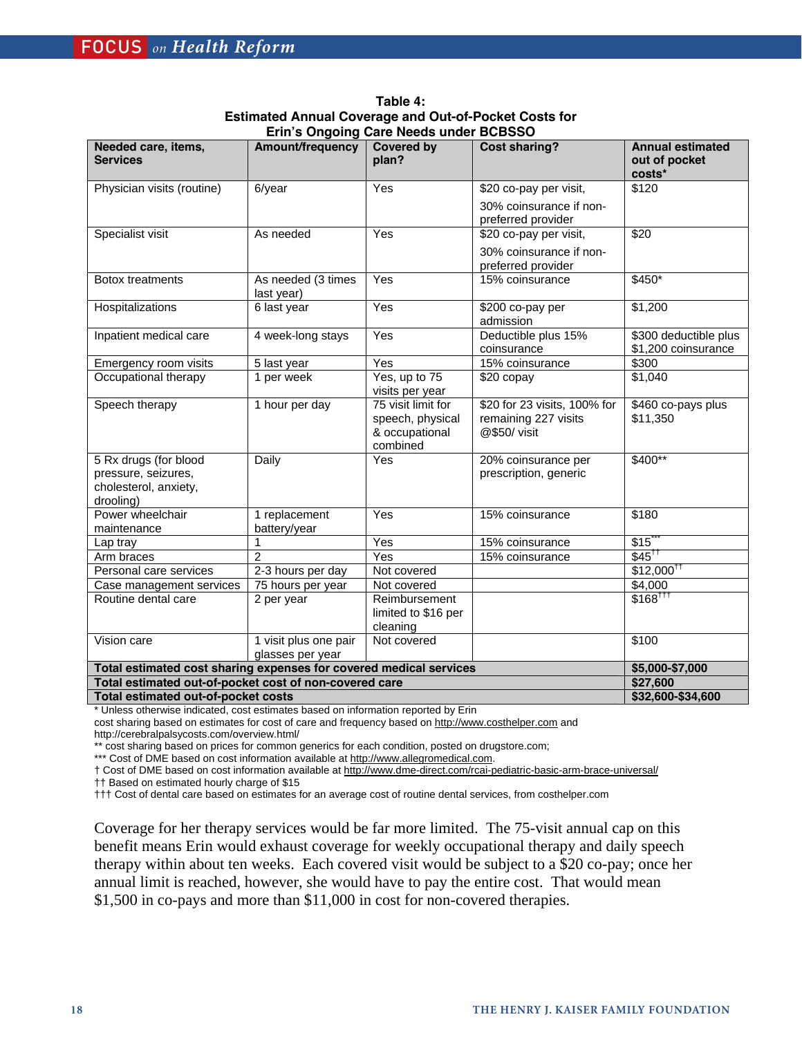**Table 4:**
**Estimated Annual Coverage and Out-of-Pocket Costs for Erin's Ongoing Care Needs under BCBSSO**

| Needed care, items, Services | Amount/frequency | Covered by plan? | Cost sharing? | Annual estimated out of pocket costs* |
|---|---|---|---|---|
| Physician visits (routine) | 6/year | Yes | $20 co-pay per visit, 30% coinsurance if non-preferred provider | $120 |
| Specialist visit | As needed | Yes | $20 co-pay per visit, 30% coinsurance if non-preferred provider | $20 |
| Botox treatments | As needed (3 times last year) | Yes | 15% coinsurance | $450* |
| Hospitalizations | 6 last year | Yes | $200 co-pay per admission | $1,200 |
| Inpatient medical care | 4 week-long stays | Yes | Deductible plus 15% coinsurance | $300 deductible plus $1,200 coinsurance |
| Emergency room visits | 5 last year | Yes | 15% coinsurance | $300 |
| Occupational therapy | 1 per week | Yes, up to 75 visits per year | $20 copay | $1,040 |
| Speech therapy | 1 hour per day | 75 visit limit for speech, physical & occupational combined | $20 for 23 visits, 100% for remaining 227 visits @$50/ visit | $460 co-pays plus $11,350 |
| 5 Rx drugs (for blood pressure, seizures, cholesterol, anxiety, drooling) | Daily | Yes | 20% coinsurance per prescription, generic | $400** |
| Power wheelchair maintenance | 1 replacement battery/year | Yes | 15% coinsurance | $180 |
| Lap tray | 1 | Yes | 15% coinsurance | $15*** |
| Arm braces | 2 | Yes | 15% coinsurance | $45†† |
| Personal care services | 2-3 hours per day | Not covered | | $12,000†† |
| Case management services | 75 hours per year | Not covered | | $4,000 |
| Routine dental care | 2 per year | Reimbursement limited to $16 per cleaning | | $168††† |
| Vision care | 1 visit plus one pair glasses per year | Not covered | | $100 |
| **Total estimated cost sharing expenses for covered medical services** | | | | **$5,000-$7,000** |
| **Total estimated out-of-pocket cost of non-covered care** | | | | **$27,600** |
| **Total estimated out-of-pocket costs** | | | | **$32,600-$34,600** |

\* Unless otherwise indicated, cost estimates based on information reported by Erin cost sharing based on estimates for cost of care and frequency based on http://www.costhelper.com and http://cerebralpalsycosts.com/overview.html/
** cost sharing based on prices for common generics for each condition, posted on drugstore.com;
*** Cost of DME based on cost information available at http://www.allegromedical.com.
† Cost of DME based on cost information available at http://www.dme-direct.com/rcai-pediatric-basic-arm-brace-universal/
†† Based on estimated hourly charge of $15
††† Cost of dental care based on estimates for an average cost of routine dental services, from costhelper.com

Coverage for her therapy services would be far more limited. The 75-visit annual cap on this benefit means Erin would exhaust coverage for weekly occupational therapy and daily speech therapy within about ten weeks. Each covered visit would be subject to a $20 co-pay; once her annual limit is reached, however, she would have to pay the entire cost. That would mean $1,500 in co-pays and more than $11,000 in cost for non-covered therapies.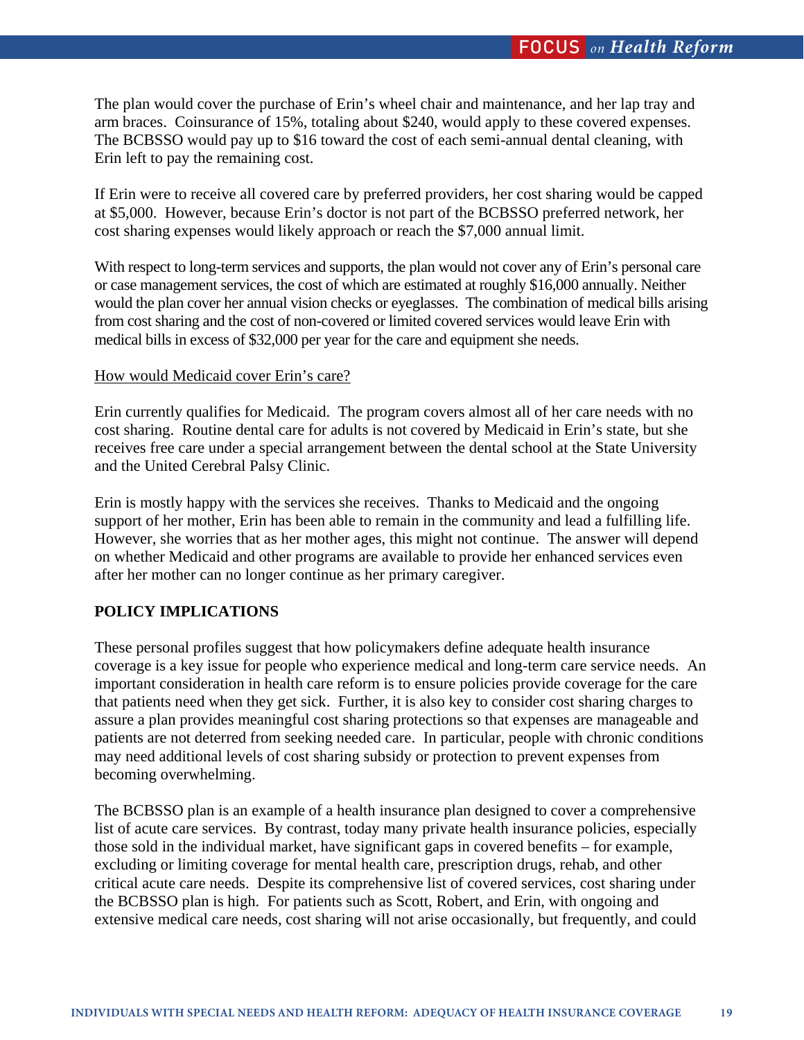The plan would cover the purchase of Erin's wheel chair and maintenance, and her lap tray and arm braces. Coinsurance of 15%, totaling about $240, would apply to these covered expenses. The BCBSSO would pay up to $16 toward the cost of each semi-annual dental cleaning, with Erin left to pay the remaining cost.

If Erin were to receive all covered care by preferred providers, her cost sharing would be capped at $5,000. However, because Erin's doctor is not part of the BCBSSO preferred network, her cost sharing expenses would likely approach or reach the $7,000 annual limit.

With respect to long-term services and supports, the plan would not cover any of Erin's personal care or case management services, the cost of which are estimated at roughly $16,000 annually. Neither would the plan cover her annual vision checks or eyeglasses. The combination of medical bills arising from cost sharing and the cost of non-covered or limited covered services would leave Erin with medical bills in excess of $32,000 per year for the care and equipment she needs.

<u>How would Medicaid cover Erin's care?</u>

Erin currently qualifies for Medicaid. The program covers almost all of her care needs with no cost sharing. Routine dental care for adults is not covered by Medicaid in Erin's state, but she receives free care under a special arrangement between the dental school at the State University and the United Cerebral Palsy Clinic.

Erin is mostly happy with the services she receives. Thanks to Medicaid and the ongoing support of her mother, Erin has been able to remain in the community and lead a fulfilling life. However, she worries that as her mother ages, this might not continue. The answer will depend on whether Medicaid and other programs are available to provide her enhanced services even after her mother can no longer continue as her primary caregiver.

## POLICY IMPLICATIONS

These personal profiles suggest that how policymakers define adequate health insurance coverage is a key issue for people who experience medical and long-term care service needs. An important consideration in health care reform is to ensure policies provide coverage for the care that patients need when they get sick. Further, it is also key to consider cost sharing charges to assure a plan provides meaningful cost sharing protections so that expenses are manageable and patients are not deterred from seeking needed care. In particular, people with chronic conditions may need additional levels of cost sharing subsidy or protection to prevent expenses from becoming overwhelming.

The BCBSSO plan is an example of a health insurance plan designed to cover a comprehensive list of acute care services. By contrast, today many private health insurance policies, especially those sold in the individual market, have significant gaps in covered benefits – for example, excluding or limiting coverage for mental health care, prescription drugs, rehab, and other critical acute care needs. Despite its comprehensive list of covered services, cost sharing under the BCBSSO plan is high. For patients such as Scott, Robert, and Erin, with ongoing and extensive medical care needs, cost sharing will not arise occasionally, but frequently, and could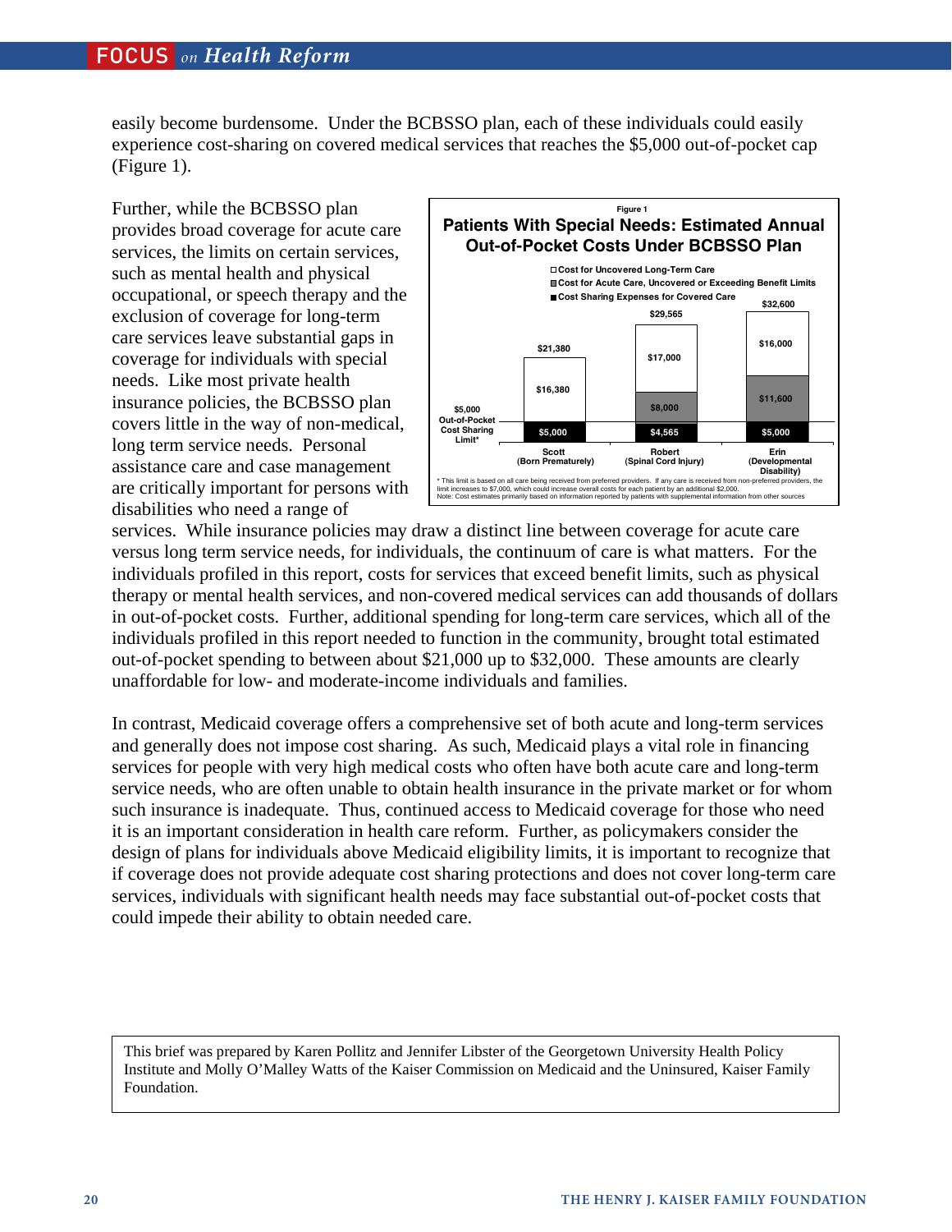easily become burdensome. Under the BCBSSO plan, each of these individuals could easily experience cost-sharing on covered medical services that reaches the $5,000 out-of-pocket cap (Figure 1).

Further, while the BCBSSO plan provides broad coverage for acute care services, the limits on certain services, such as mental health and physical occupational, or speech therapy and the exclusion of coverage for long-term care services leave substantial gaps in coverage for individuals with special needs. Like most private health insurance policies, the BCBSSO plan covers little in the way of non-medical, long term service needs. Personal assistance care and case management are critically important for persons with disabilities who need a range of services. While insurance policies may draw a distinct line between coverage for acute care versus long term service needs, for individuals, the continuum of care is what matters. For the individuals profiled in this report, costs for services that exceed benefit limits, such as physical therapy or mental health services, and non-covered medical services can add thousands of dollars in out-of-pocket costs. Further, additional spending for long-term care services, which all of the individuals profiled in this report needed to function in the community, brought total estimated out-of-pocket spending to between about $21,000 up to $32,000. These amounts are clearly unaffordable for low- and moderate-income individuals and families.

Figure 1

**Patients With Special Needs: Estimated Annual Out-of-Pocket Costs Under BCBSSO Plan**

| | Scott (Born Prematurely) | Robert (Spinal Cord Injury) | Erin (Developmental Disability) |
|---|---|---|---|
| Cost for Uncovered Long-Term Care | $16,380 | $17,000 | $16,000 |
| Cost for Acute Care, Uncovered or Exceeding Benefit Limits | | $8,000 | $11,600 |
| Cost Sharing Expenses for Covered Care | $5,000 | $4,565 | $5,000 |
| Total | $21,380 | $29,565 | $32,600 |

$5,000 Out-of-Pocket Cost Sharing Limit*

\* This limit is based on all care being received from preferred providers. If any care is received from non-preferred providers, the limit increases to $7,000, which could increase overall costs for each patient by an additional $2,000.
Note: Cost estimates primarily based on information reported by patients with supplemental information from other sources

In contrast, Medicaid coverage offers a comprehensive set of both acute and long-term services and generally does not impose cost sharing. As such, Medicaid plays a vital role in financing services for people with very high medical costs who often have both acute care and long-term service needs, who are often unable to obtain health insurance in the private market or for whom such insurance is inadequate. Thus, continued access to Medicaid coverage for those who need it is an important consideration in health care reform. Further, as policymakers consider the design of plans for individuals above Medicaid eligibility limits, it is important to recognize that if coverage does not provide adequate cost sharing protections and does not cover long-term care services, individuals with significant health needs may face substantial out-of-pocket costs that could impede their ability to obtain needed care.

This brief was prepared by Karen Pollitz and Jennifer Libster of the Georgetown University Health Policy Institute and Molly O'Malley Watts of the Kaiser Commission on Medicaid and the Uninsured, Kaiser Family Foundation.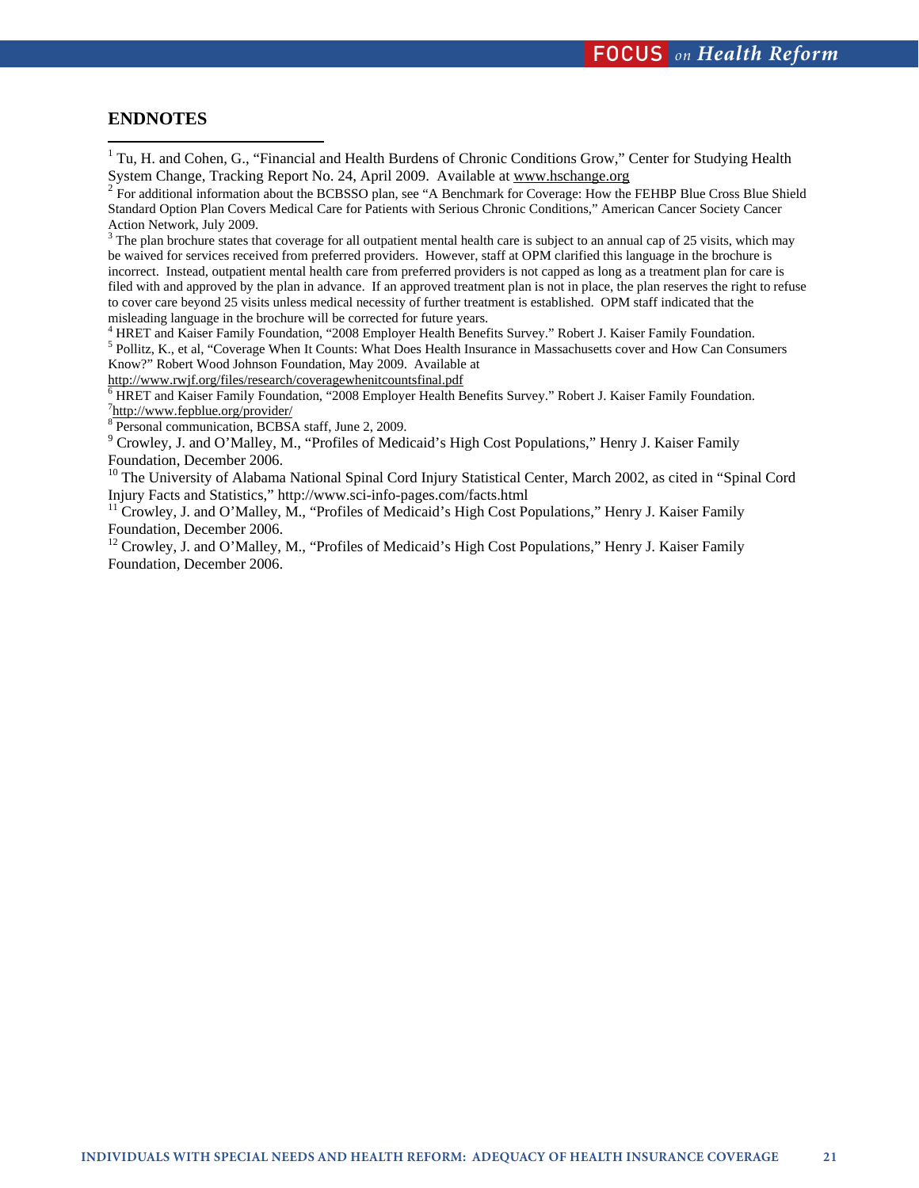## ENDNOTES

[1] Tu, H. and Cohen, G., "Financial and Health Burdens of Chronic Conditions Grow," Center for Studying Health System Change, Tracking Report No. 24, April 2009. Available at www.hschange.org

[2] For additional information about the BCBSSO plan, see "A Benchmark for Coverage: How the FEHBP Blue Cross Blue Shield Standard Option Plan Covers Medical Care for Patients with Serious Chronic Conditions," American Cancer Society Cancer Action Network, July 2009.

[3] The plan brochure states that coverage for all outpatient mental health care is subject to an annual cap of 25 visits, which may be waived for services received from preferred providers. However, staff at OPM clarified this language in the brochure is incorrect. Instead, outpatient mental health care from preferred providers is not capped as long as a treatment plan for care is filed with and approved by the plan in advance. If an approved treatment plan is not in place, the plan reserves the right to refuse to cover care beyond 25 visits unless medical necessity of further treatment is established. OPM staff indicated that the misleading language in the brochure will be corrected for future years.

[4] HRET and Kaiser Family Foundation, "2008 Employer Health Benefits Survey." Robert J. Kaiser Family Foundation.

[5] Pollitz, K., et al, "Coverage When It Counts: What Does Health Insurance in Massachusetts cover and How Can Consumers Know?" Robert Wood Johnson Foundation, May 2009. Available at http://www.rwjf.org/files/research/coveragewhenitcountsfinal.pdf

[6] HRET and Kaiser Family Foundation, "2008 Employer Health Benefits Survey." Robert J. Kaiser Family Foundation.

[7] http://www.fepblue.org/provider/

[8] Personal communication, BCBSA staff, June 2, 2009.

[9] Crowley, J. and O'Malley, M., "Profiles of Medicaid's High Cost Populations," Henry J. Kaiser Family Foundation, December 2006.

[10] The University of Alabama National Spinal Cord Injury Statistical Center, March 2002, as cited in "Spinal Cord Injury Facts and Statistics," http://www.sci-info-pages.com/facts.html

[11] Crowley, J. and O'Malley, M., "Profiles of Medicaid's High Cost Populations," Henry J. Kaiser Family Foundation, December 2006.

[12] Crowley, J. and O'Malley, M., "Profiles of Medicaid's High Cost Populations," Henry J. Kaiser Family Foundation, December 2006.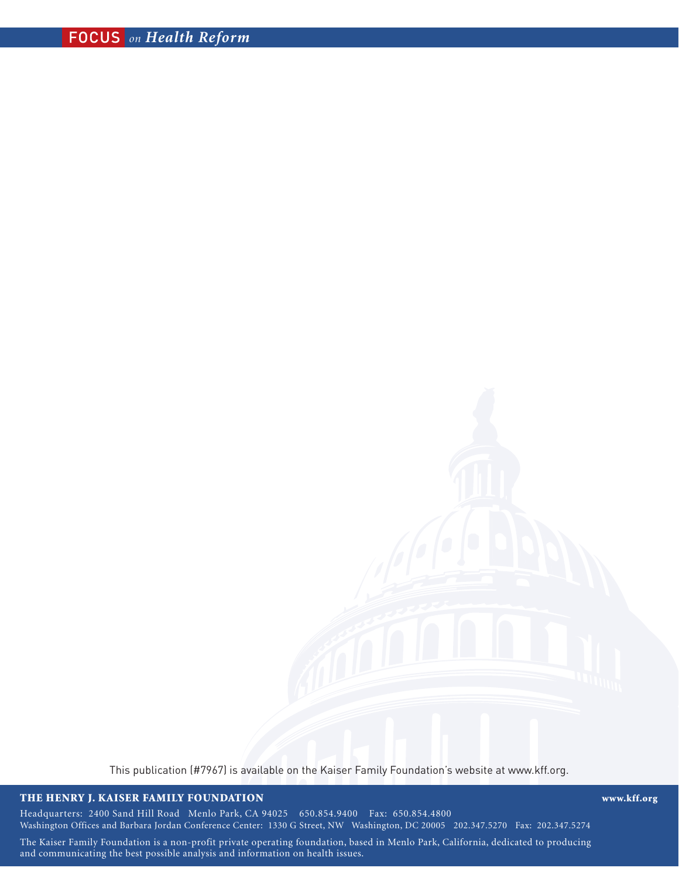This publication (#7967) is available on the Kaiser Family Foundation's website at www.kff.org.

**THE HENRY J. KAISER FAMILY FOUNDATION** **www.kff.org**

Headquarters: 2400 Sand Hill Road Menlo Park, CA 94025 650.854.9400 Fax: 650.854.4800
Washington Offices and Barbara Jordan Conference Center: 1330 G Street, NW Washington, DC 20005 202.347.5270 Fax: 202.347.5274

The Kaiser Family Foundation is a non-profit private operating foundation, based in Menlo Park, California, dedicated to producing and communicating the best possible analysis and information on health issues.